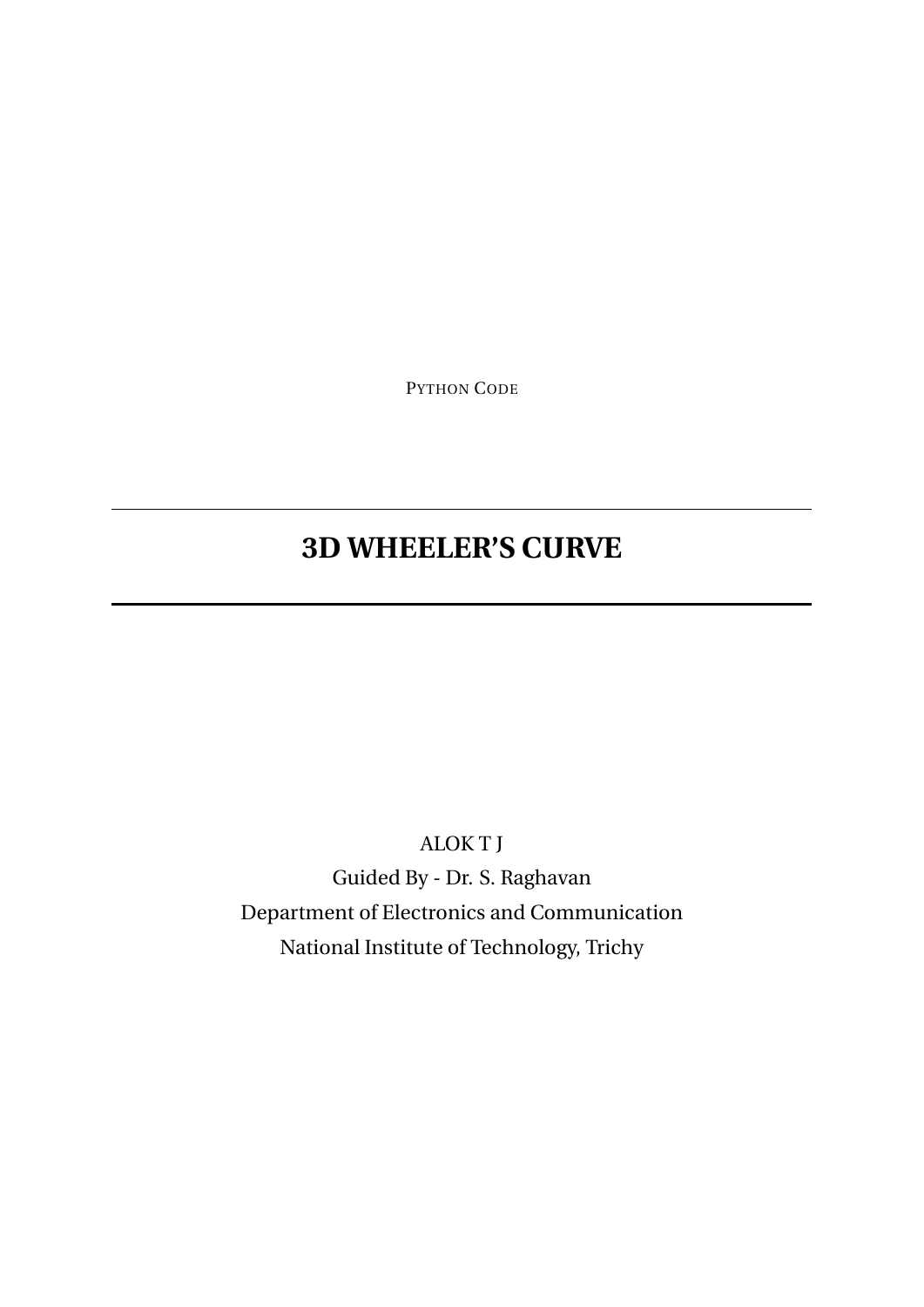PYTHON CODE

---

# 3D WHEELER'S CURVE

---

ALOK T J

Guided By - Dr. S. Raghavan

Department of Electronics and Communication

National Institute of Technology, Trichy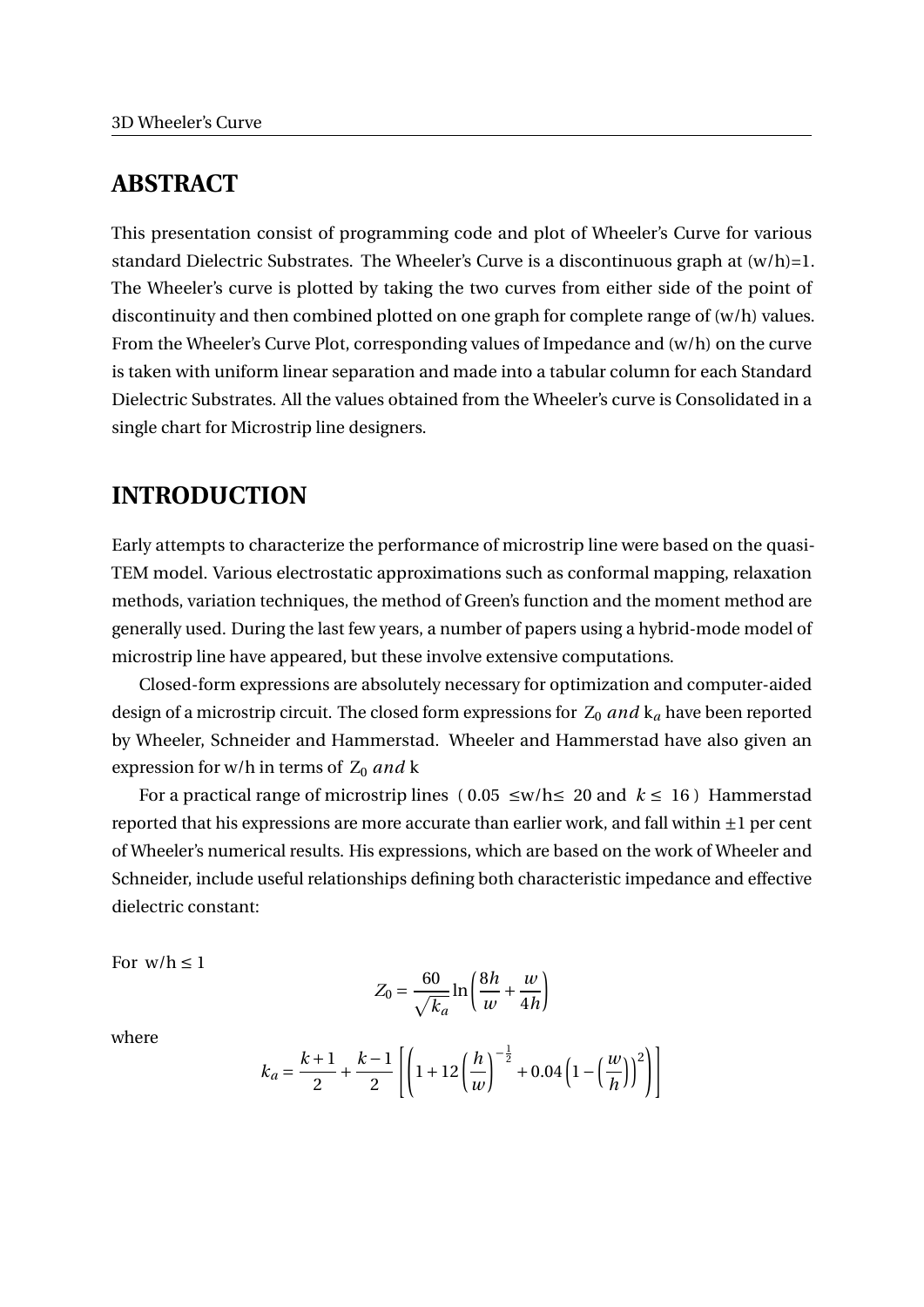## ABSTRACT

This presentation consist of programming code and plot of Wheeler's Curve for various standard Dielectric Substrates. The Wheeler's Curve is a discontinuous graph at (w/h)=1. The Wheeler's curve is plotted by taking the two curves from either side of the point of discontinuity and then combined plotted on one graph for complete range of (w/h) values. From the Wheeler's Curve Plot, corresponding values of Impedance and (w/h) on the curve is taken with uniform linear separation and made into a tabular column for each Standard Dielectric Substrates. All the values obtained from the Wheeler's curve is Consolidated in a single chart for Microstrip line designers.

## INTRODUCTION

Early attempts to characterize the performance of microstrip line were based on the quasi-TEM model. Various electrostatic approximations such as conformal mapping, relaxation methods, variation techniques, the method of Green's function and the moment method are generally used. During the last few years, a number of papers using a hybrid-mode model of microstrip line have appeared, but these involve extensive computations.

Closed-form expressions are absolutely necessary for optimization and computer-aided design of a microstrip circuit. The closed form expressions for $Z_0$ *and* $k_a$ have been reported by Wheeler, Schneider and Hammerstad. Wheeler and Hammerstad have also given an expression for w/h in terms of $Z_0$ *and* k

For a practical range of microstrip lines ( $0.05 \leq$ w/h$\leq$ 20 and $k \leq 16$ ) Hammerstad reported that his expressions are more accurate than earlier work, and fall within ±1 per cent of Wheeler's numerical results. His expressions, which are based on the work of Wheeler and Schneider, include useful relationships defining both characteristic impedance and effective dielectric constant:

For w/h $\leq 1$

$$Z_0 = \frac{60}{\sqrt{k_a}} \ln\left(\frac{8h}{w} + \frac{w}{4h}\right)$$

where

$$k_a = \frac{k+1}{2} + \frac{k-1}{2}\left[\left(1+12\left(\frac{h}{w}\right)^{-\frac{1}{2}} + 0.04\left(1-\left(\frac{w}{h}\right)\right)^2\right)\right]$$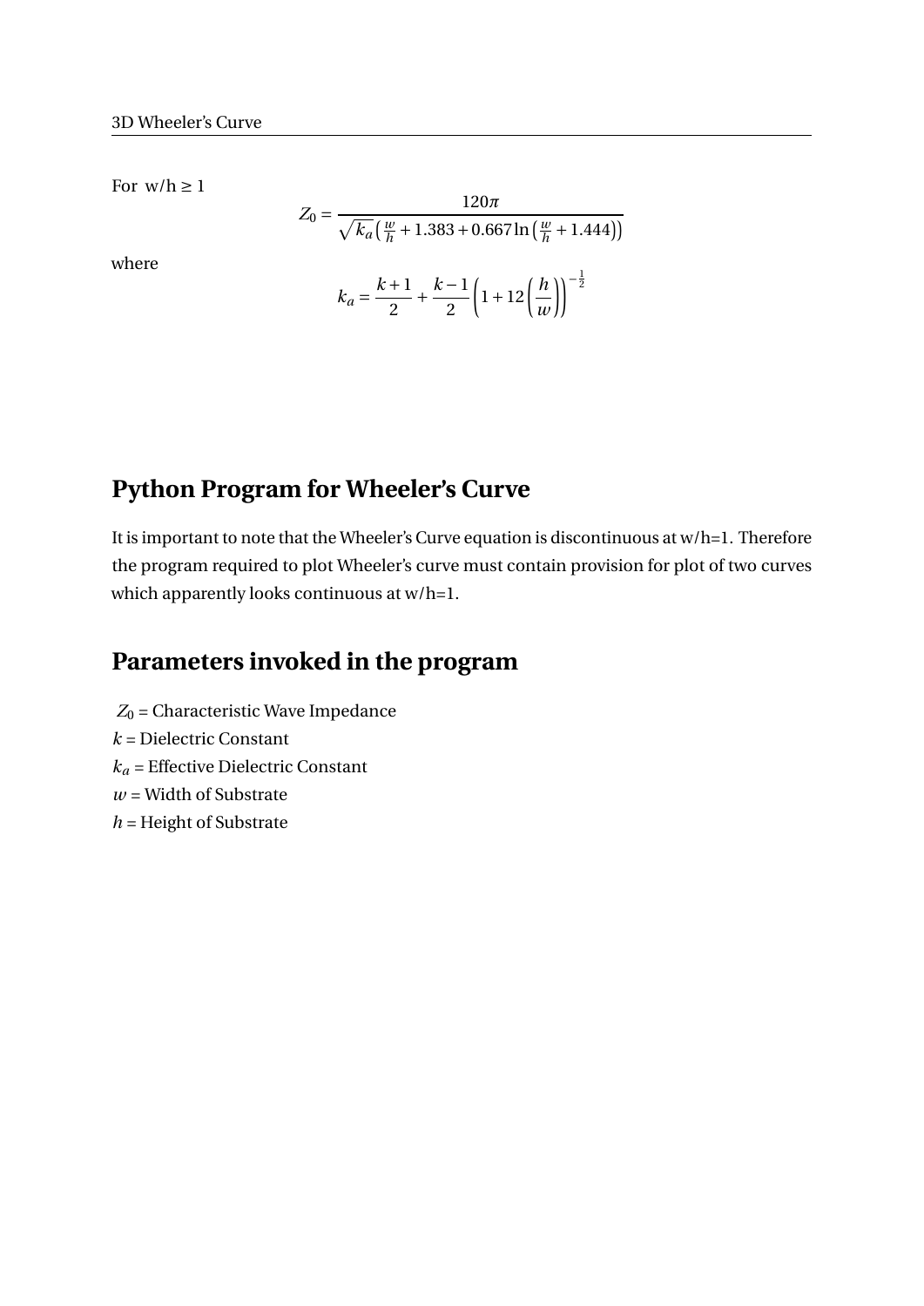For w/h ≥ 1

$$Z_0 = \frac{120\pi}{\sqrt{k_a}\left(\frac{w}{h} + 1.383 + 0.667\ln\left(\frac{w}{h} + 1.444\right)\right)}$$

where

$$k_a = \frac{k+1}{2} + \frac{k-1}{2}\left(1 + 12\left(\frac{h}{w}\right)\right)^{-\frac{1}{2}}$$

## Python Program for Wheeler's Curve

It is important to note that the Wheeler's Curve equation is discontinuous at w/h=1. Therefore the program required to plot Wheeler's curve must contain provision for plot of two curves which apparently looks continuous at w/h=1.

## Parameters invoked in the program

$Z_0$ = Characteristic Wave Impedance
$k$ = Dielectric Constant
$k_a$ = Effective Dielectric Constant
$w$ = Width of Substrate
$h$ = Height of Substrate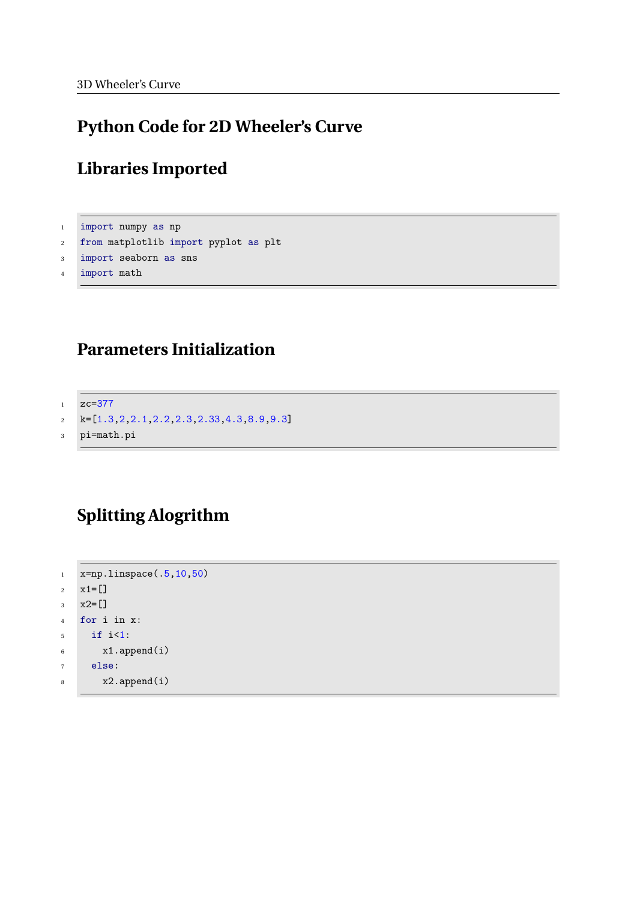# Python Code for 2D Wheeler's Curve

## Libraries Imported

```
import numpy as np
from matplotlib import pyplot as plt
import seaborn as sns
import math
```

## Parameters Initialization

```
zc=377
k=[1.3,2,2.1,2.2,2.3,2.33,4.3,8.9,9.3]
pi=math.pi
```

## Splitting Alogrithm

```
x=np.linspace(.5,10,50)
x1=[]
x2=[]
for i in x:
  if i<1:
    x1.append(i)
  else:
    x2.append(i)
```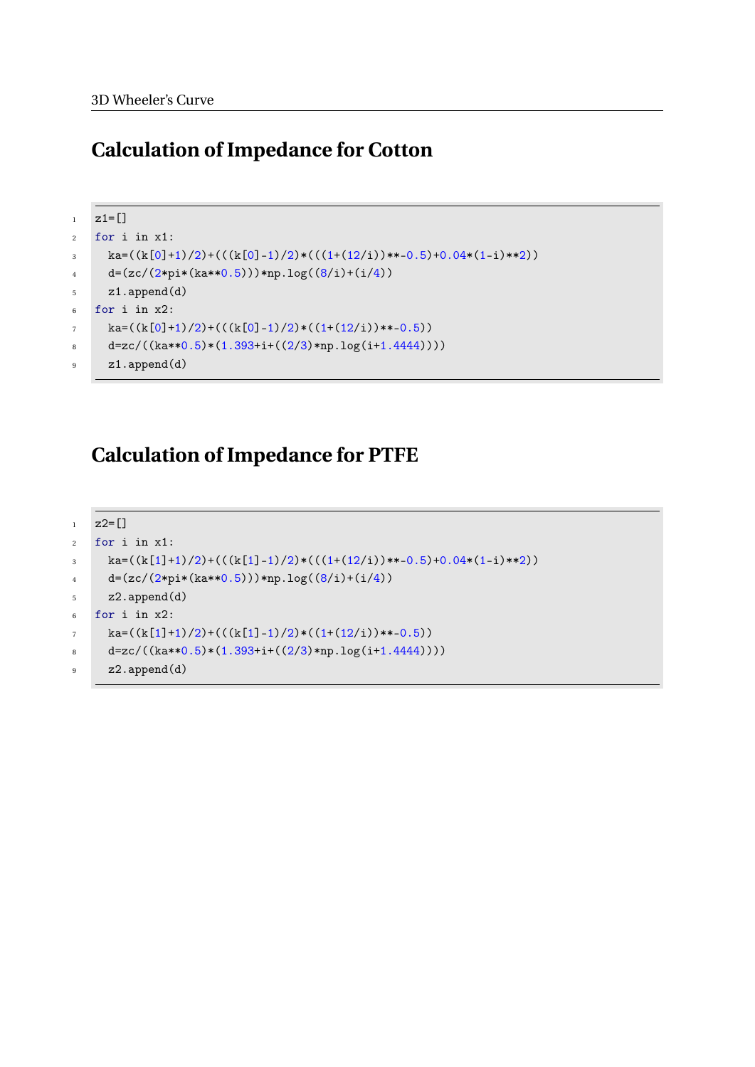## Calculation of Impedance for Cotton

```
z1=[]
for i in x1:
  ka=((k[0]+1)/2)+(((k[0]-1)/2)*(((1+(12/i))**-0.5)+0.04*(1-i)**2))
  d=(zc/(2*pi*(ka**0.5)))*np.log((8/i)+(i/4))
  z1.append(d)
for i in x2:
  ka=((k[0]+1)/2)+(((k[0]-1)/2)*((1+(12/i))**-0.5))
  d=zc/((ka**0.5)*(1.393+i+((2/3)*np.log(i+1.4444))))
  z1.append(d)
```

## Calculation of Impedance for PTFE

```
z2=[]
for i in x1:
  ka=((k[1]+1)/2)+(((k[1]-1)/2)*(((1+(12/i))**-0.5)+0.04*(1-i)**2))
  d=(zc/(2*pi*(ka**0.5)))*np.log((8/i)+(i/4))
  z2.append(d)
for i in x2:
  ka=((k[1]+1)/2)+(((k[1]-1)/2)*((1+(12/i))**-0.5))
  d=zc/((ka**0.5)*(1.393+i+((2/3)*np.log(i+1.4444))))
  z2.append(d)
```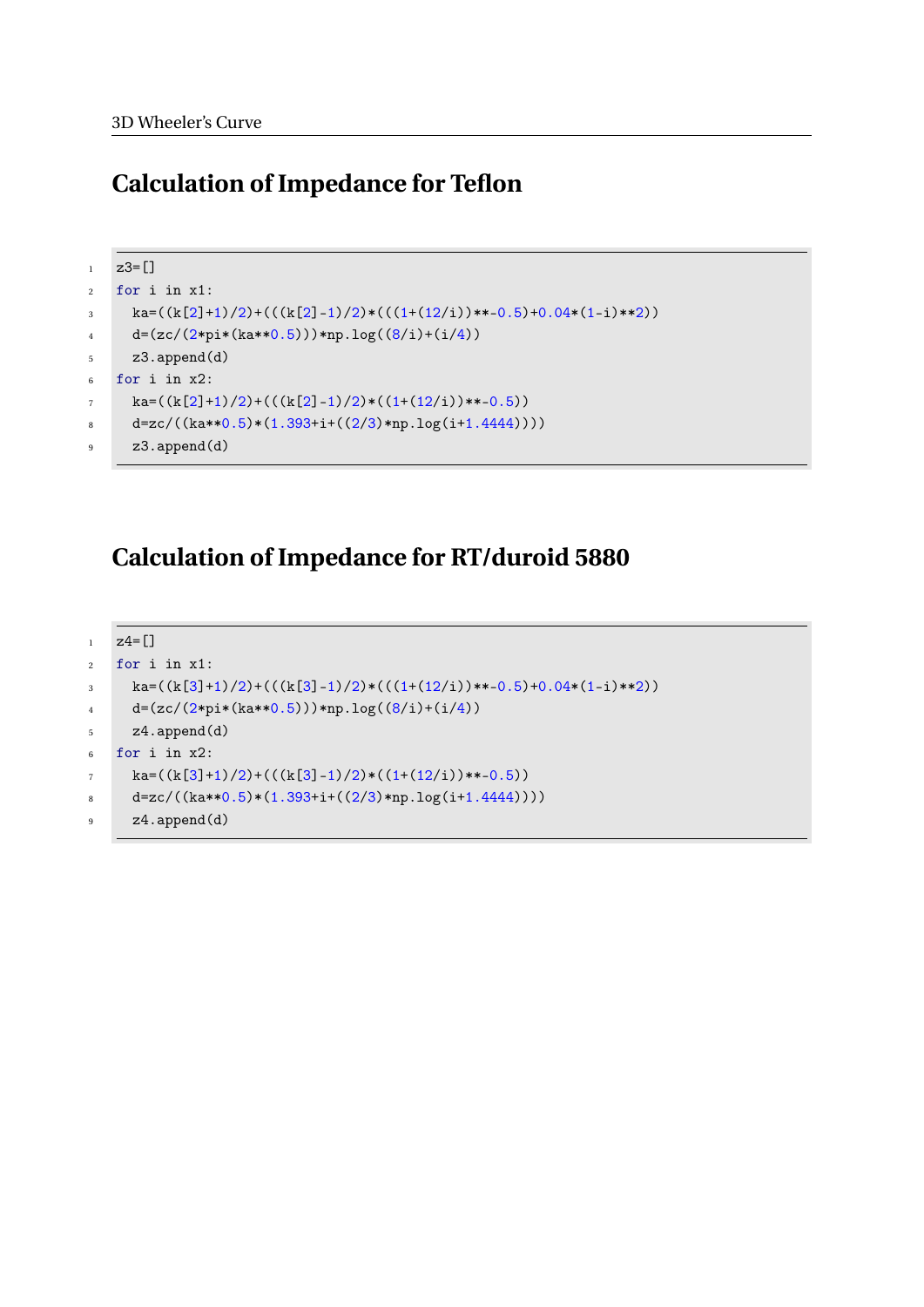## Calculation of Impedance for Teflon

```
z3=[]
for i in x1:
  ka=((k[2]+1)/2)+(((k[2]-1)/2)*(((1+(12/i))**-0.5)+0.04*(1-i)**2))
  d=(zc/(2*pi*(ka**0.5)))*np.log((8/i)+(i/4))
  z3.append(d)
for i in x2:
  ka=((k[2]+1)/2)+(((k[2]-1)/2)*((1+(12/i))**-0.5))
  d=zc/((ka**0.5)*(1.393+i+((2/3)*np.log(i+1.4444))))
  z3.append(d)
```

## Calculation of Impedance for RT/duroid 5880

```
z4=[]
for i in x1:
  ka=((k[3]+1)/2)+(((k[3]-1)/2)*(((1+(12/i))**-0.5)+0.04*(1-i)**2))
  d=(zc/(2*pi*(ka**0.5)))*np.log((8/i)+(i/4))
  z4.append(d)
for i in x2:
  ka=((k[3]+1)/2)+(((k[3]-1)/2)*((1+(12/i))**-0.5))
  d=zc/((ka**0.5)*(1.393+i+((2/3)*np.log(i+1.4444))))
  z4.append(d)
```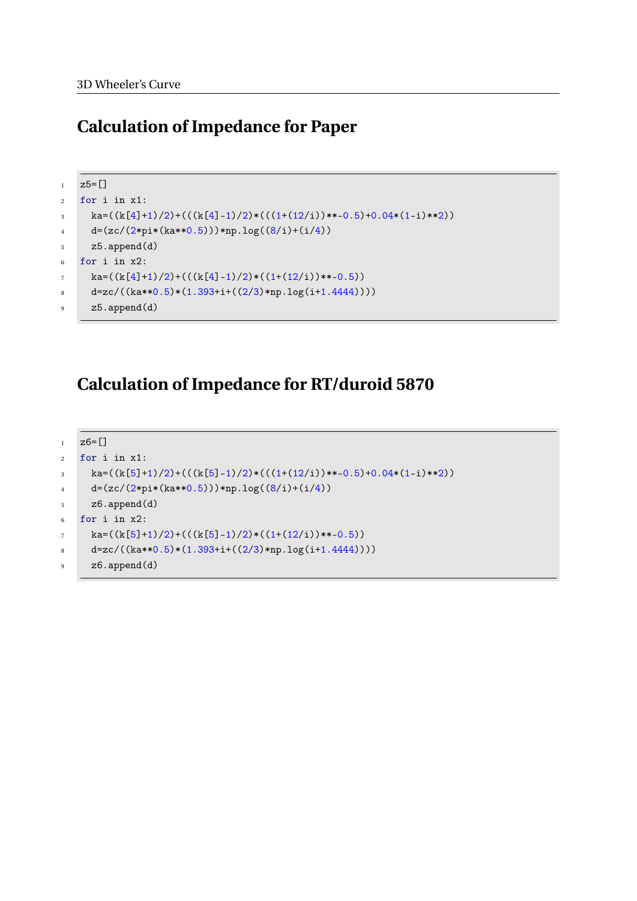## Calculation of Impedance for Paper

```
z5=[]
for i in x1:
  ka=((k[4]+1)/2)+(((k[4]-1)/2)*(((1+(12/i))**-0.5)+0.04*(1-i)**2))
  d=(zc/(2*pi*(ka**0.5)))*np.log((8/i)+(i/4))
  z5.append(d)
for i in x2:
  ka=((k[4]+1)/2)+(((k[4]-1)/2)*((1+(12/i))**-0.5))
  d=zc/((ka**0.5)*(1.393+i+((2/3)*np.log(i+1.4444))))
  z5.append(d)
```

## Calculation of Impedance for RT/duroid 5870

```
z6=[]
for i in x1:
  ka=((k[5]+1)/2)+(((k[5]-1)/2)*(((1+(12/i))**-0.5)+0.04*(1-i)**2))
  d=(zc/(2*pi*(ka**0.5)))*np.log((8/i)+(i/4))
  z6.append(d)
for i in x2:
  ka=((k[5]+1)/2)+(((k[5]-1)/2)*((1+(12/i))**-0.5))
  d=zc/((ka**0.5)*(1.393+i+((2/3)*np.log(i+1.4444))))
  z6.append(d)
```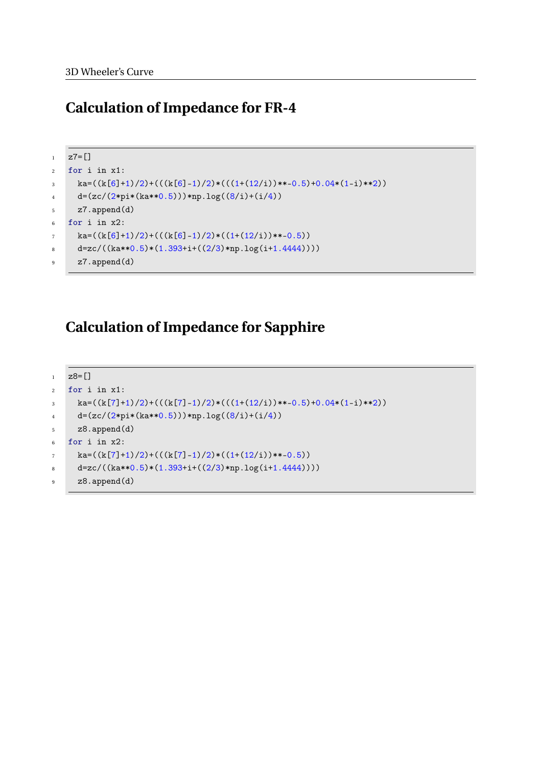## Calculation of Impedance for FR-4

```
z7=[]
for i in x1:
  ka=((k[6]+1)/2)+(((k[6]-1)/2)*(((1+(12/i))**-0.5)+0.04*(1-i)**2))
  d=(zc/(2*pi*(ka**0.5)))*np.log((8/i)+(i/4))
  z7.append(d)
for i in x2:
  ka=((k[6]+1)/2)+(((k[6]-1)/2)*((1+(12/i))**-0.5))
  d=zc/((ka**0.5)*(1.393+i+((2/3)*np.log(i+1.4444))))
  z7.append(d)
```

## Calculation of Impedance for Sapphire

```
z8=[]
for i in x1:
  ka=((k[7]+1)/2)+(((k[7]-1)/2)*(((1+(12/i))**-0.5)+0.04*(1-i)**2))
  d=(zc/(2*pi*(ka**0.5)))*np.log((8/i)+(i/4))
  z8.append(d)
for i in x2:
  ka=((k[7]+1)/2)+(((k[7]-1)/2)*((1+(12/i))**-0.5))
  d=zc/((ka**0.5)*(1.393+i+((2/3)*np.log(i+1.4444))))
  z8.append(d)
```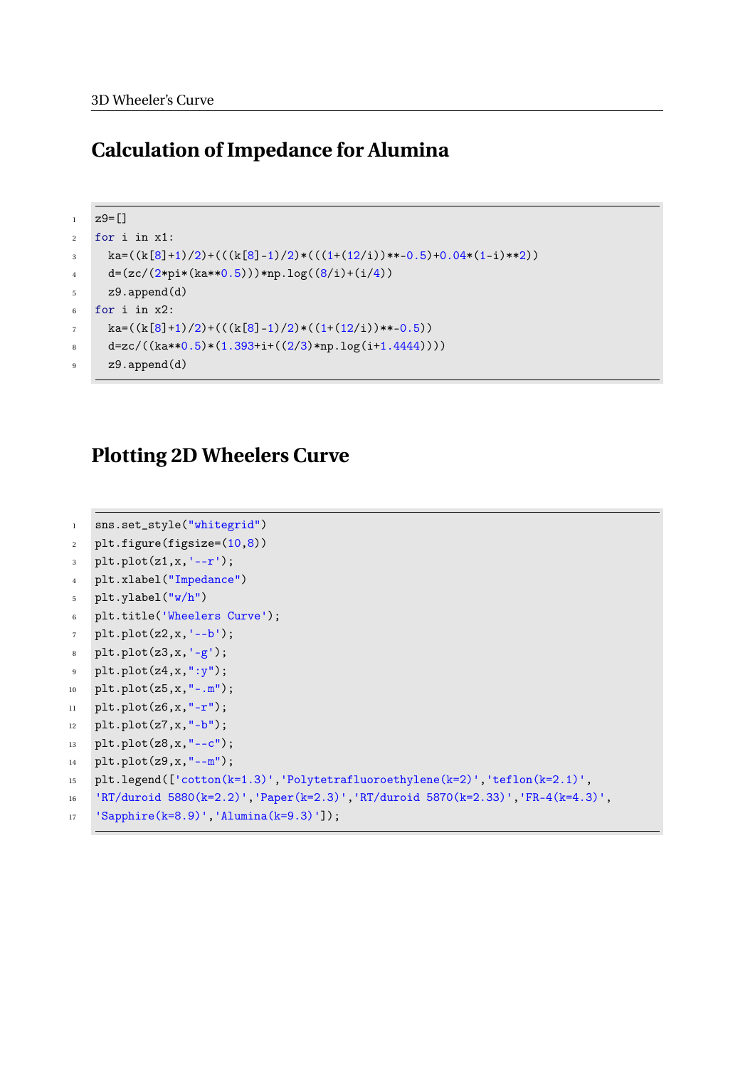## Calculation of Impedance for Alumina

```
z9=[]
for i in x1:
  ka=((k[8]+1)/2)+(((k[8]-1)/2)*(((1+(12/i))**-0.5)+0.04*(1-i)**2))
  d=(zc/(2*pi*(ka**0.5)))*np.log((8/i)+(i/4))
  z9.append(d)
for i in x2:
  ka=((k[8]+1)/2)+(((k[8]-1)/2)*((1+(12/i))**-0.5))
  d=zc/((ka**0.5)*(1.393+i+((2/3)*np.log(i+1.4444))))
  z9.append(d)
```

## Plotting 2D Wheelers Curve

```
sns.set_style("whitegrid")
plt.figure(figsize=(10,8))
plt.plot(z1,x,'--r');
plt.xlabel("Impedance")
plt.ylabel("w/h")
plt.title('Wheelers Curve');
plt.plot(z2,x,'--b');
plt.plot(z3,x,'-g');
plt.plot(z4,x,":y");
plt.plot(z5,x,"-.m");
plt.plot(z6,x,"-r");
plt.plot(z7,x,"-b");
plt.plot(z8,x,"--c");
plt.plot(z9,x,"--m");
plt.legend(['cotton(k=1.3)','Polytetrafluoroethylene(k=2)','teflon(k=2.1)',
'RT/duroid 5880(k=2.2)','Paper(k=2.3)','RT/duroid 5870(k=2.33)','FR-4(k=4.3)',
'Sapphire(k=8.9)','Alumina(k=9.3)']);
```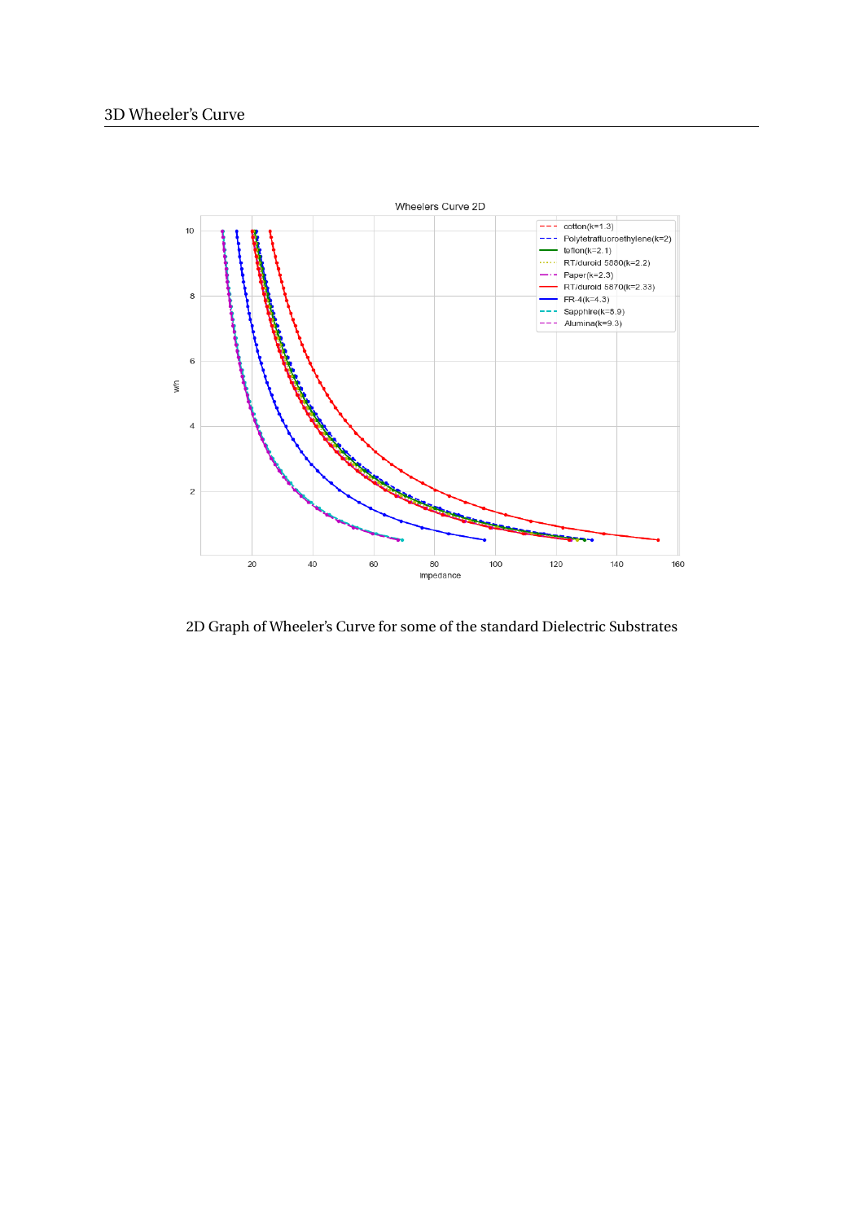2D Graph of Wheeler's Curve for some of the standard Dielectric Substrates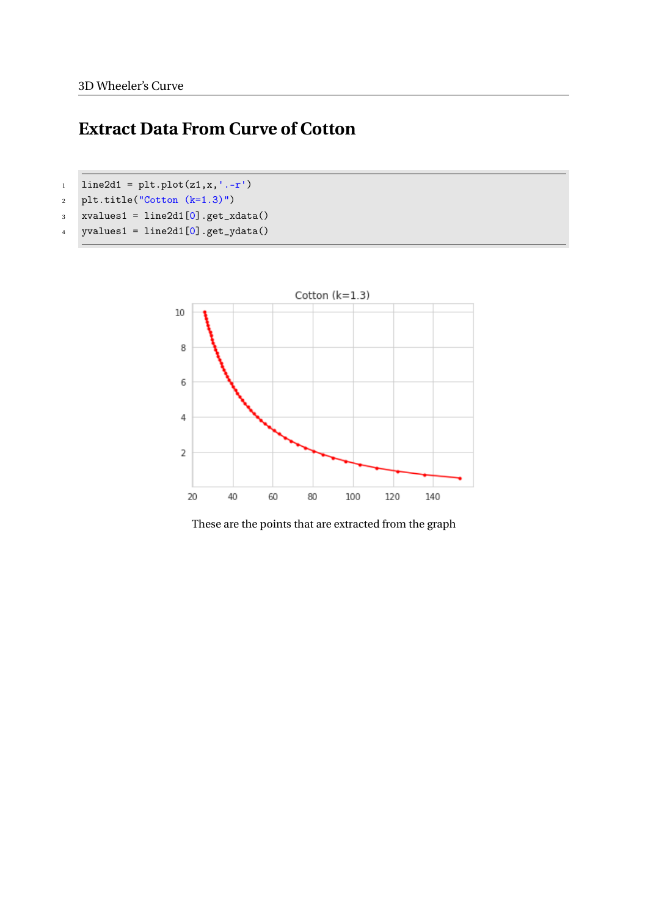# Extract Data From Curve of Cotton

```
line2d1 = plt.plot(z1,x,'.-r')
plt.title("Cotton (k=1.3)")
xvalues1 = line2d1[0].get_xdata()
yvalues1 = line2d1[0].get_ydata()
```

These are the points that are extracted from the graph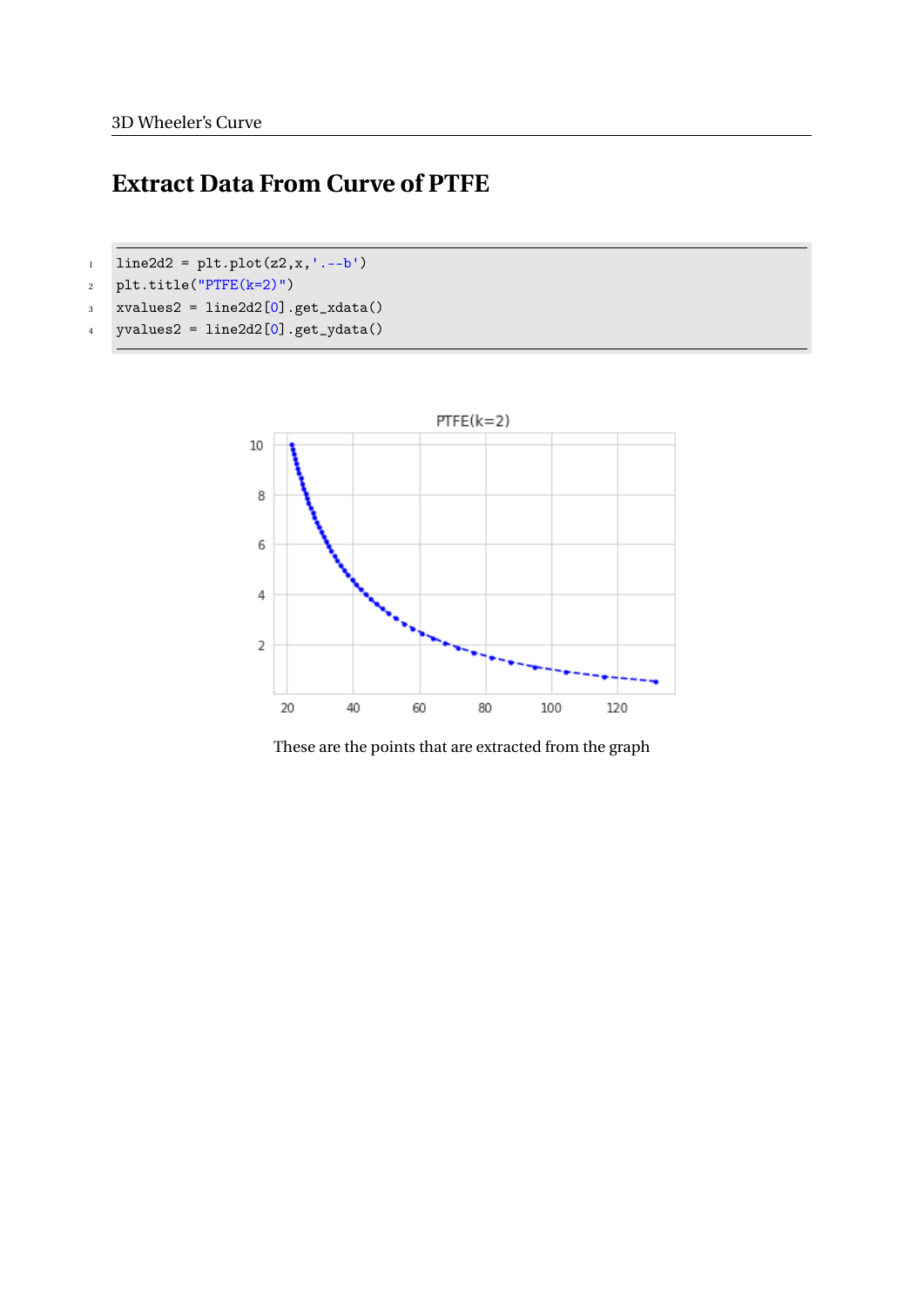## Extract Data From Curve of PTFE

```
line2d2 = plt.plot(z2,x,'.--b')
plt.title("PTFE(k=2)")
xvalues2 = line2d2[0].get_xdata()
yvalues2 = line2d2[0].get_ydata()
```

These are the points that are extracted from the graph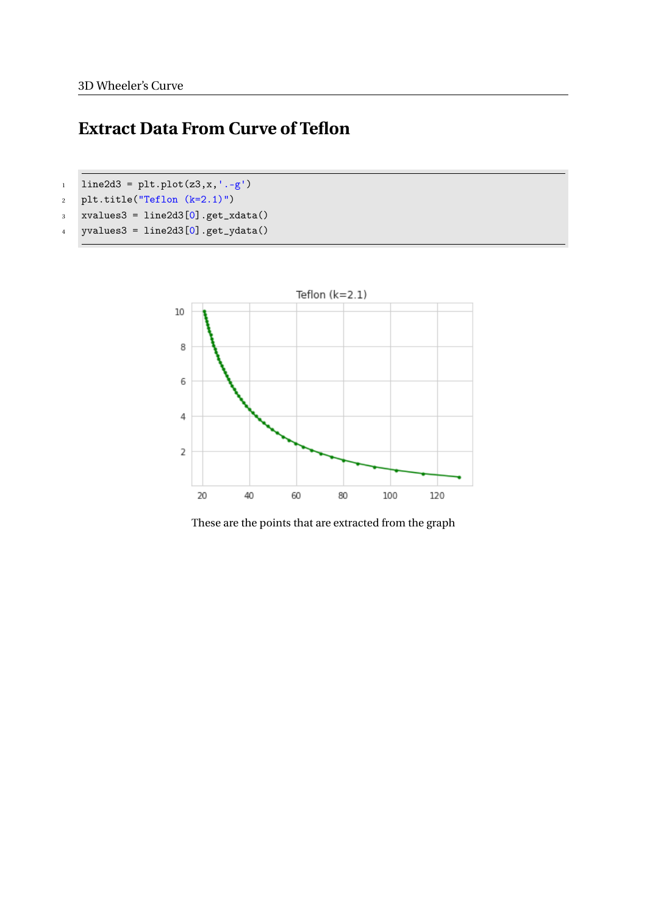## Extract Data From Curve of Teflon

```
line2d3 = plt.plot(z3,x,'.-g')
plt.title("Teflon (k=2.1)")
xvalues3 = line2d3[0].get_xdata()
yvalues3 = line2d3[0].get_ydata()
```

These are the points that are extracted from the graph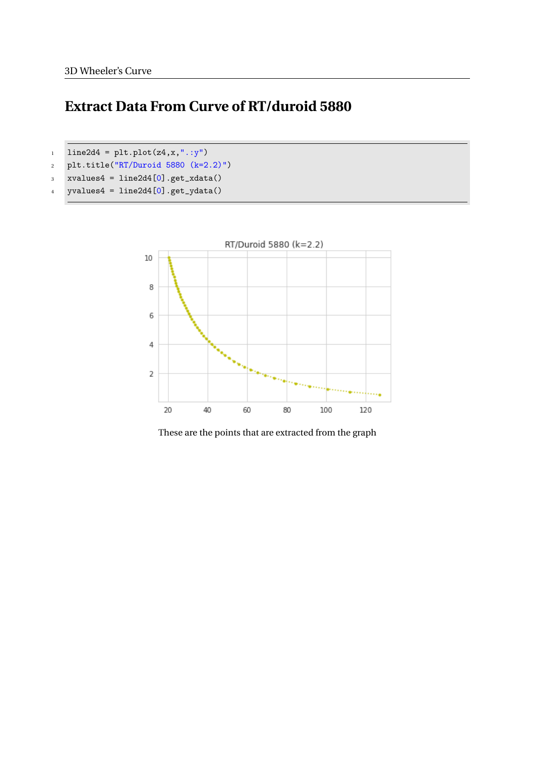## Extract Data From Curve of RT/duroid 5880

```
line2d4 = plt.plot(z4,x,".:y")
plt.title("RT/Duroid 5880 (k=2.2)")
xvalues4 = line2d4[0].get_xdata()
yvalues4 = line2d4[0].get_ydata()
```

These are the points that are extracted from the graph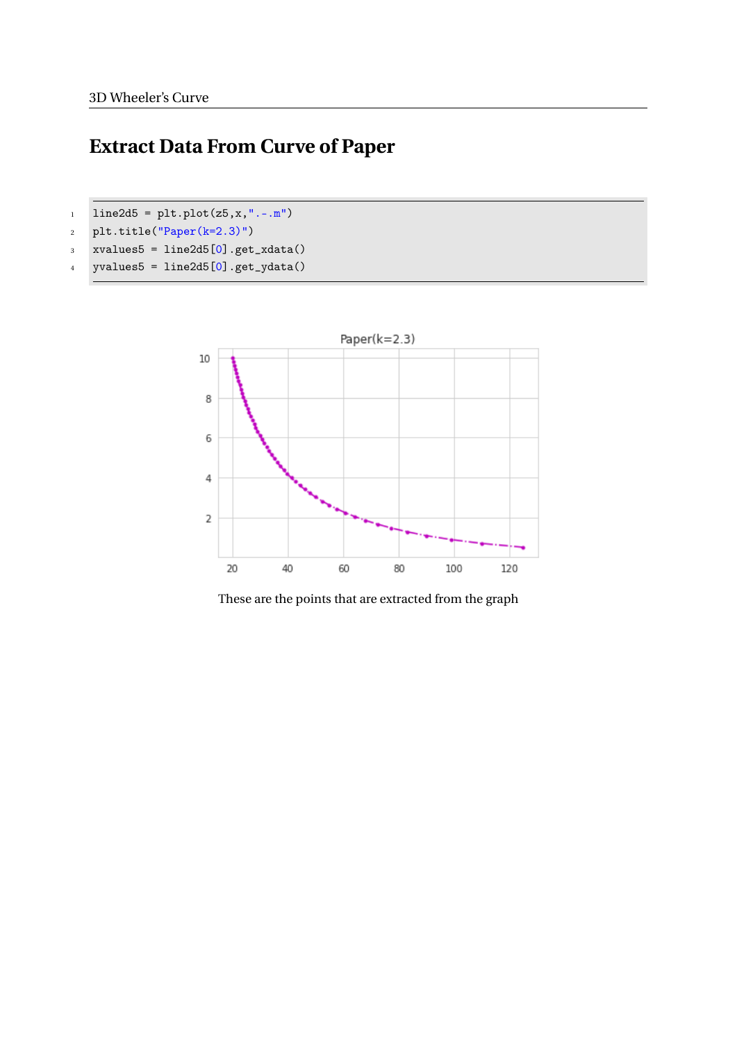## Extract Data From Curve of Paper

```
line2d5 = plt.plot(z5,x,".-.m")
plt.title("Paper(k=2.3)")
xvalues5 = line2d5[0].get_xdata()
yvalues5 = line2d5[0].get_ydata()
```

These are the points that are extracted from the graph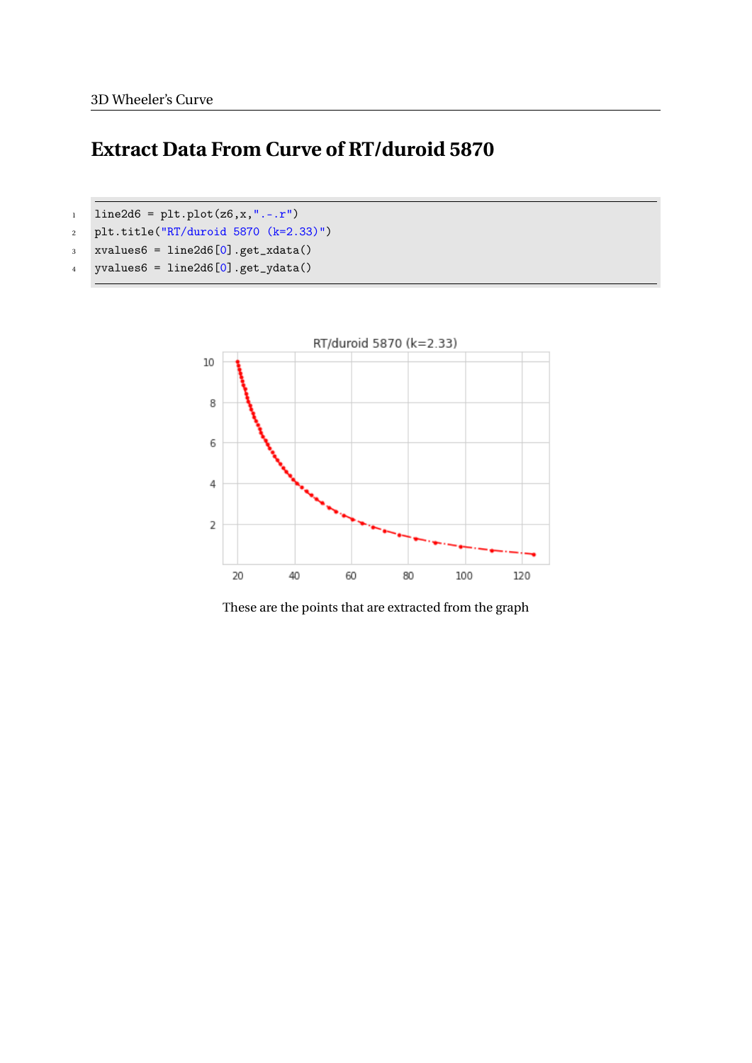# Extract Data From Curve of RT/duroid 5870

```
line2d6 = plt.plot(z6,x,".-.r")
plt.title("RT/duroid 5870 (k=2.33)")
xvalues6 = line2d6[0].get_xdata()
yvalues6 = line2d6[0].get_ydata()
```

These are the points that are extracted from the graph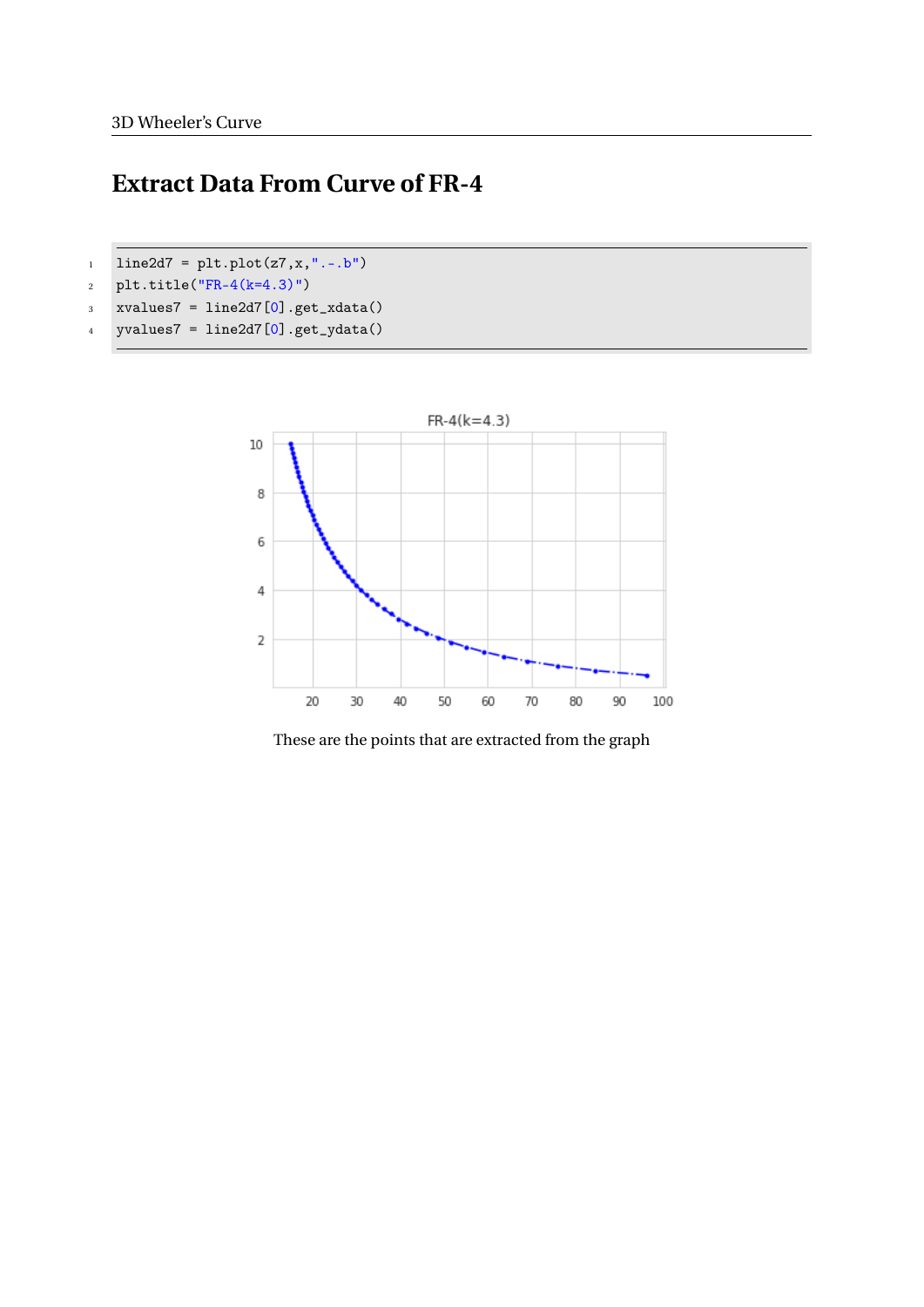## Extract Data From Curve of FR-4

```
line2d7 = plt.plot(z7,x,".-.b")
plt.title("FR-4(k=4.3)")
xvalues7 = line2d7[0].get_xdata()
yvalues7 = line2d7[0].get_ydata()
```

These are the points that are extracted from the graph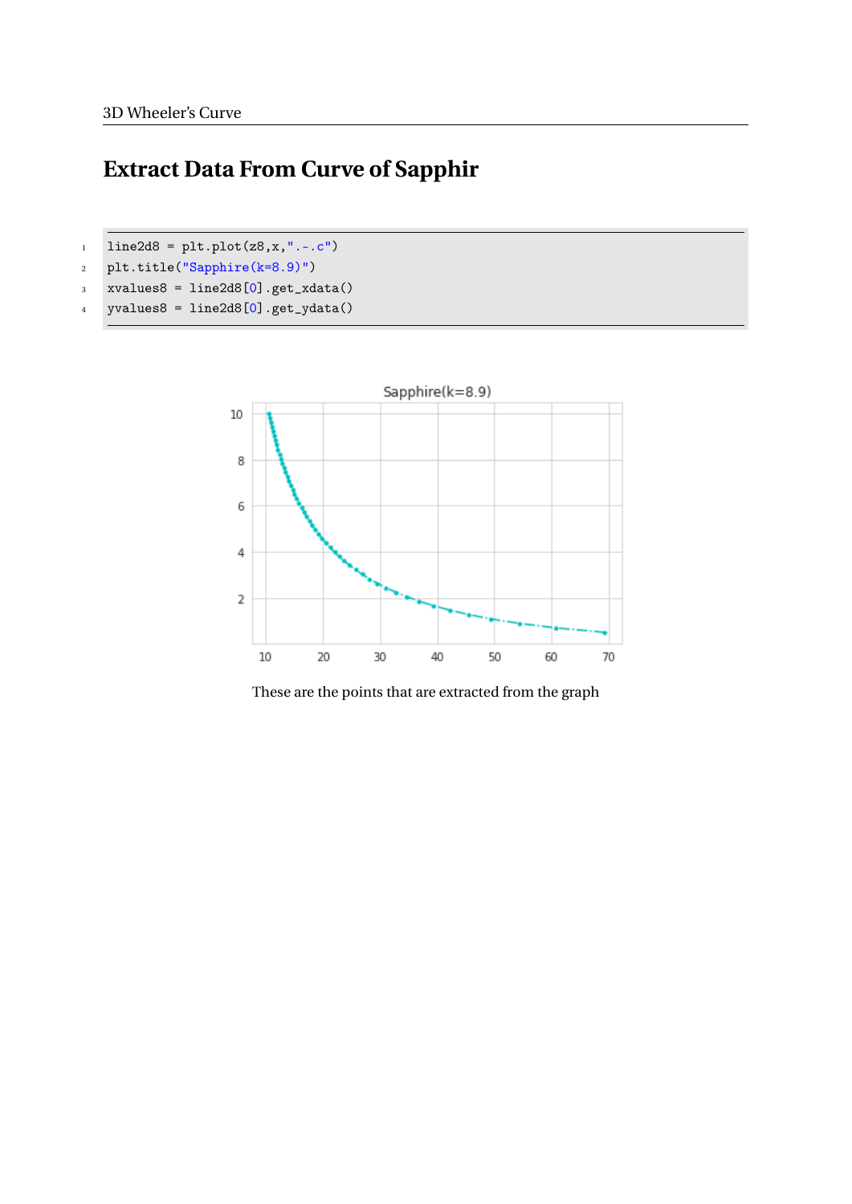## Extract Data From Curve of Sapphir

```
line2d8 = plt.plot(z8,x,".-.c")
plt.title("Sapphire(k=8.9)")
xvalues8 = line2d8[0].get_xdata()
yvalues8 = line2d8[0].get_ydata()
```

These are the points that are extracted from the graph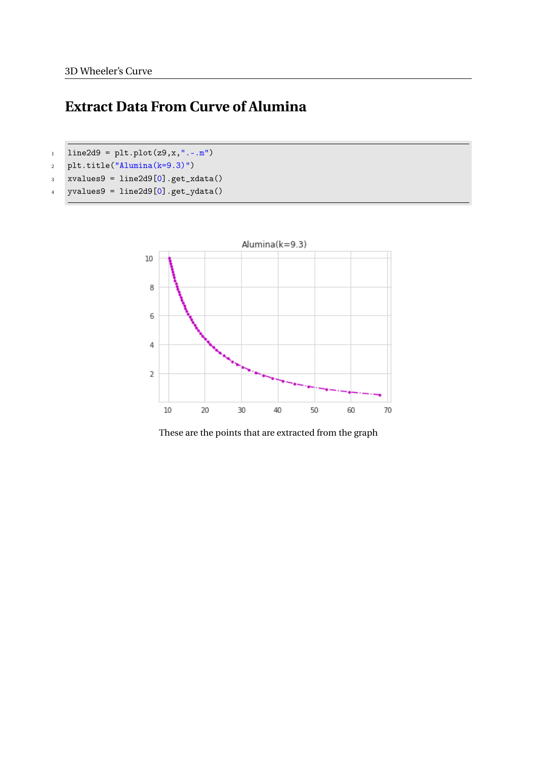# Extract Data From Curve of Alumina

```
line2d9 = plt.plot(z9,x,".-.m")
plt.title("Alumina(k=9.3)")
xvalues9 = line2d9[0].get_xdata()
yvalues9 = line2d9[0].get_ydata()
```

These are the points that are extracted from the graph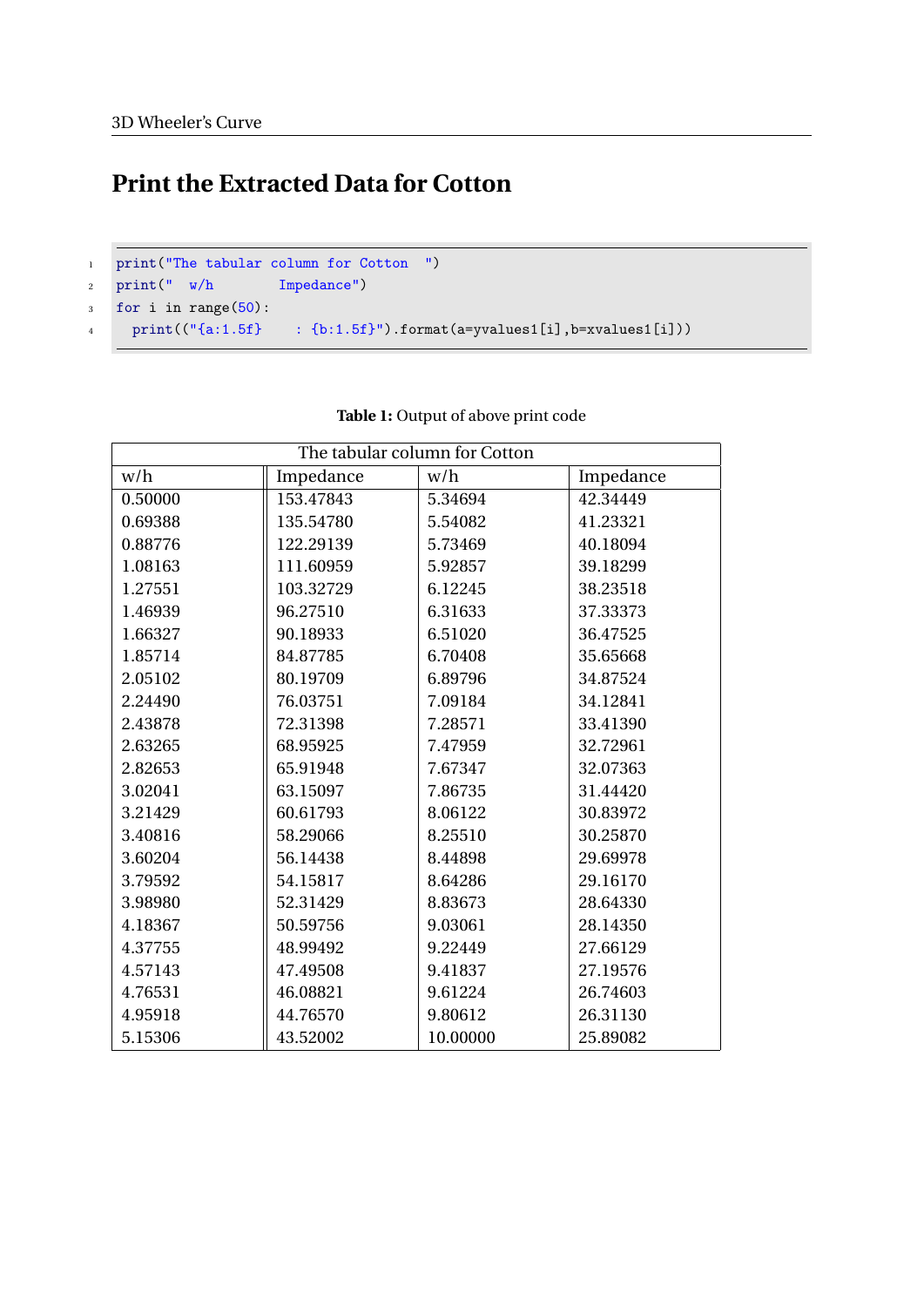# Print the Extracted Data for Cotton

```
print("The tabular column for Cotton  ")
print("  w/h        Impedance")
for i in range(50):
  print(("{a:1.5f}     : {b:1.5f}").format(a=yvalues1[i],b=xvalues1[i]))
```

**Table 1:** Output of above print code

| The tabular column for Cotton | | | |
|---|---|---|---|
| w/h | Impedance | w/h | Impedance |
| 0.50000 | 153.47843 | 5.34694 | 42.34449 |
| 0.69388 | 135.54780 | 5.54082 | 41.23321 |
| 0.88776 | 122.29139 | 5.73469 | 40.18094 |
| 1.08163 | 111.60959 | 5.92857 | 39.18299 |
| 1.27551 | 103.32729 | 6.12245 | 38.23518 |
| 1.46939 | 96.27510 | 6.31633 | 37.33373 |
| 1.66327 | 90.18933 | 6.51020 | 36.47525 |
| 1.85714 | 84.87785 | 6.70408 | 35.65668 |
| 2.05102 | 80.19709 | 6.89796 | 34.87524 |
| 2.24490 | 76.03751 | 7.09184 | 34.12841 |
| 2.43878 | 72.31398 | 7.28571 | 33.41390 |
| 2.63265 | 68.95925 | 7.47959 | 32.72961 |
| 2.82653 | 65.91948 | 7.67347 | 32.07363 |
| 3.02041 | 63.15097 | 7.86735 | 31.44420 |
| 3.21429 | 60.61793 | 8.06122 | 30.83972 |
| 3.40816 | 58.29066 | 8.25510 | 30.25870 |
| 3.60204 | 56.14438 | 8.44898 | 29.69978 |
| 3.79592 | 54.15817 | 8.64286 | 29.16170 |
| 3.98980 | 52.31429 | 8.83673 | 28.64330 |
| 4.18367 | 50.59756 | 9.03061 | 28.14350 |
| 4.37755 | 48.99492 | 9.22449 | 27.66129 |
| 4.57143 | 47.49508 | 9.41837 | 27.19576 |
| 4.76531 | 46.08821 | 9.61224 | 26.74603 |
| 4.95918 | 44.76570 | 9.80612 | 26.31130 |
| 5.15306 | 43.52002 | 10.00000 | 25.89082 |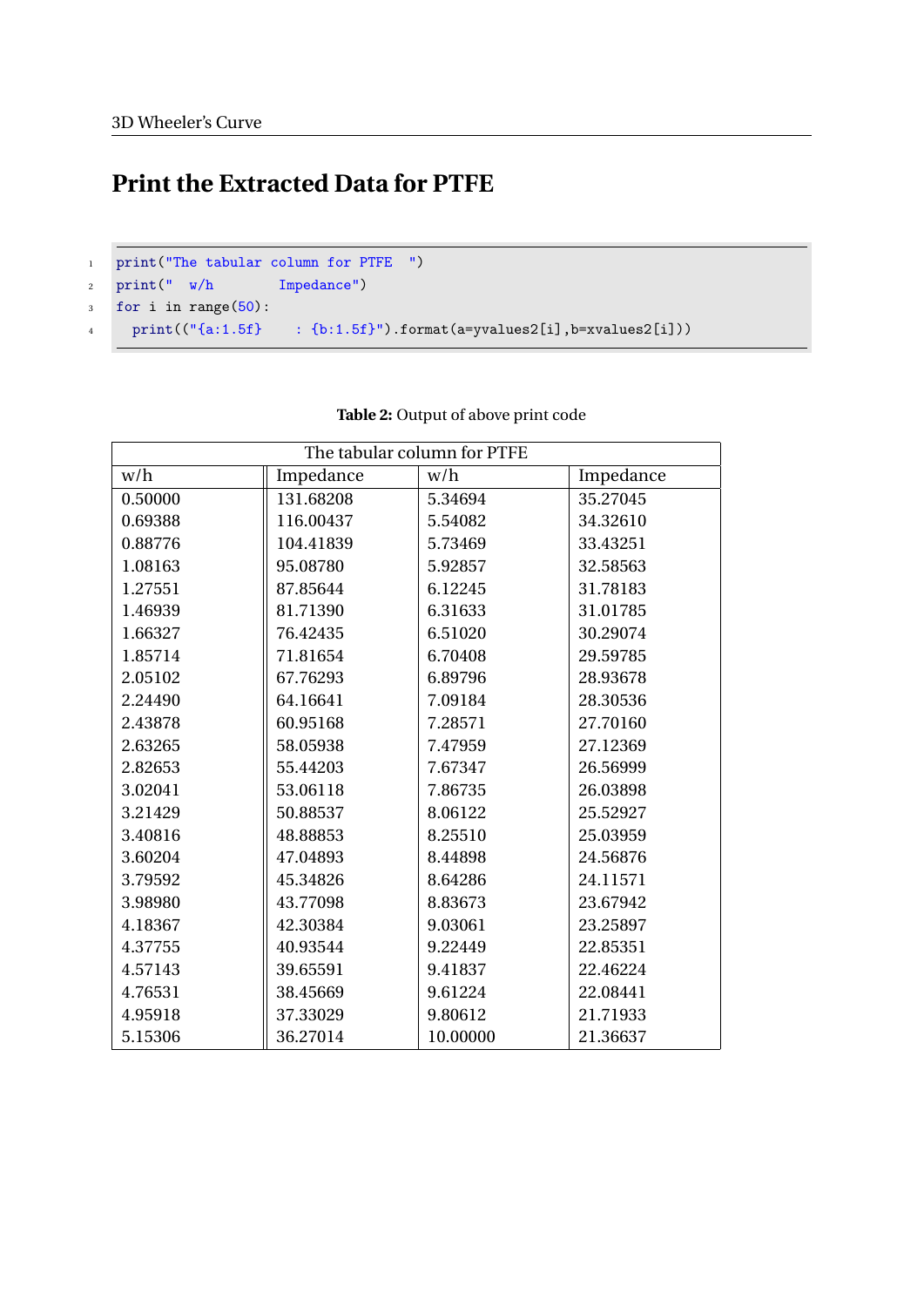## Print the Extracted Data for PTFE

```
print("The tabular column for PTFE  ")
print("  w/h         Impedance")
for i in range(50):
  print(("{a:1.5f}     : {b:1.5f}").format(a=yvalues2[i],b=xvalues2[i]))
```

**Table 2:** Output of above print code

| The tabular column for PTFE | | | |
|---|---|---|---|
| w/h | Impedance | w/h | Impedance |
| 0.50000 | 131.68208 | 5.34694 | 35.27045 |
| 0.69388 | 116.00437 | 5.54082 | 34.32610 |
| 0.88776 | 104.41839 | 5.73469 | 33.43251 |
| 1.08163 | 95.08780 | 5.92857 | 32.58563 |
| 1.27551 | 87.85644 | 6.12245 | 31.78183 |
| 1.46939 | 81.71390 | 6.31633 | 31.01785 |
| 1.66327 | 76.42435 | 6.51020 | 30.29074 |
| 1.85714 | 71.81654 | 6.70408 | 29.59785 |
| 2.05102 | 67.76293 | 6.89796 | 28.93678 |
| 2.24490 | 64.16641 | 7.09184 | 28.30536 |
| 2.43878 | 60.95168 | 7.28571 | 27.70160 |
| 2.63265 | 58.05938 | 7.47959 | 27.12369 |
| 2.82653 | 55.44203 | 7.67347 | 26.56999 |
| 3.02041 | 53.06118 | 7.86735 | 26.03898 |
| 3.21429 | 50.88537 | 8.06122 | 25.52927 |
| 3.40816 | 48.88853 | 8.25510 | 25.03959 |
| 3.60204 | 47.04893 | 8.44898 | 24.56876 |
| 3.79592 | 45.34826 | 8.64286 | 24.11571 |
| 3.98980 | 43.77098 | 8.83673 | 23.67942 |
| 4.18367 | 42.30384 | 9.03061 | 23.25897 |
| 4.37755 | 40.93544 | 9.22449 | 22.85351 |
| 4.57143 | 39.65591 | 9.41837 | 22.46224 |
| 4.76531 | 38.45669 | 9.61224 | 22.08441 |
| 4.95918 | 37.33029 | 9.80612 | 21.71933 |
| 5.15306 | 36.27014 | 10.00000 | 21.36637 |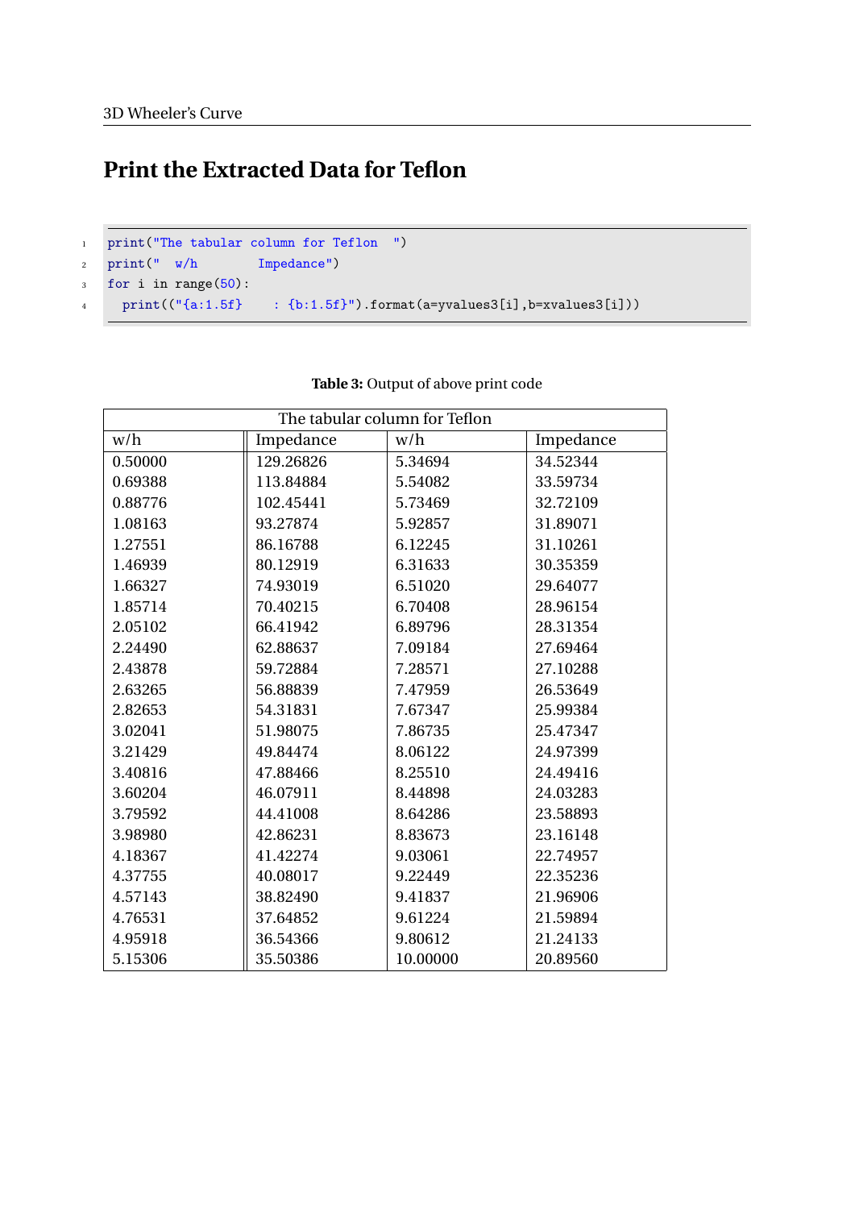## Print the Extracted Data for Teflon

```
print("The tabular column for Teflon  ")
print("  w/h        Impedance")
for i in range(50):
  print(("{a:1.5f}     : {b:1.5f}").format(a=yvalues3[i],b=xvalues3[i]))
```

**Table 3:** Output of above print code

| The tabular column for Teflon | | | |
|---|---|---|---|
| w/h | Impedance | w/h | Impedance |
| 0.50000 | 129.26826 | 5.34694 | 34.52344 |
| 0.69388 | 113.84884 | 5.54082 | 33.59734 |
| 0.88776 | 102.45441 | 5.73469 | 32.72109 |
| 1.08163 | 93.27874 | 5.92857 | 31.89071 |
| 1.27551 | 86.16788 | 6.12245 | 31.10261 |
| 1.46939 | 80.12919 | 6.31633 | 30.35359 |
| 1.66327 | 74.93019 | 6.51020 | 29.64077 |
| 1.85714 | 70.40215 | 6.70408 | 28.96154 |
| 2.05102 | 66.41942 | 6.89796 | 28.31354 |
| 2.24490 | 62.88637 | 7.09184 | 27.69464 |
| 2.43878 | 59.72884 | 7.28571 | 27.10288 |
| 2.63265 | 56.88839 | 7.47959 | 26.53649 |
| 2.82653 | 54.31831 | 7.67347 | 25.99384 |
| 3.02041 | 51.98075 | 7.86735 | 25.47347 |
| 3.21429 | 49.84474 | 8.06122 | 24.97399 |
| 3.40816 | 47.88466 | 8.25510 | 24.49416 |
| 3.60204 | 46.07911 | 8.44898 | 24.03283 |
| 3.79592 | 44.41008 | 8.64286 | 23.58893 |
| 3.98980 | 42.86231 | 8.83673 | 23.16148 |
| 4.18367 | 41.42274 | 9.03061 | 22.74957 |
| 4.37755 | 40.08017 | 9.22449 | 22.35236 |
| 4.57143 | 38.82490 | 9.41837 | 21.96906 |
| 4.76531 | 37.64852 | 9.61224 | 21.59894 |
| 4.95918 | 36.54366 | 9.80612 | 21.24133 |
| 5.15306 | 35.50386 | 10.00000 | 20.89560 |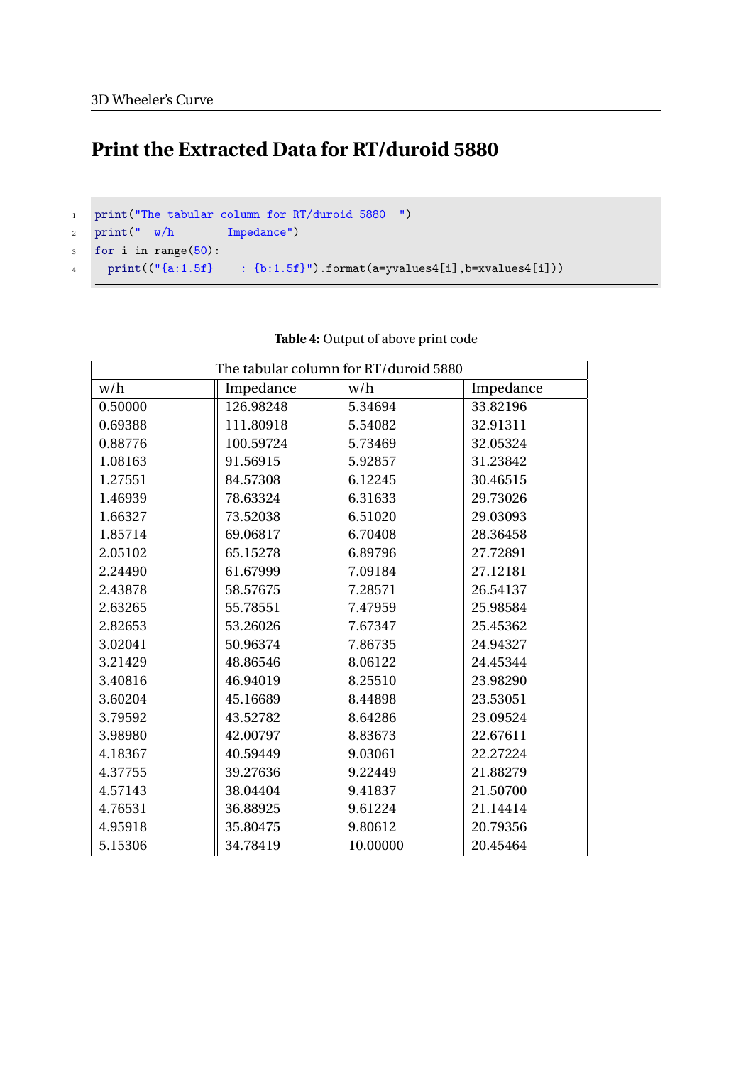## Print the Extracted Data for RT/duroid 5880

```
print("The tabular column for RT/duroid 5880  ")
print("  w/h        Impedance")
for i in range(50):
  print(("{a:1.5f}     : {b:1.5f}").format(a=yvalues4[i],b=xvalues4[i]))
```

**Table 4:** Output of above print code

| The tabular column for RT/duroid 5880 | | | |
|---|---|---|---|
| w/h | Impedance | w/h | Impedance |
| 0.50000 | 126.98248 | 5.34694 | 33.82196 |
| 0.69388 | 111.80918 | 5.54082 | 32.91311 |
| 0.88776 | 100.59724 | 5.73469 | 32.05324 |
| 1.08163 | 91.56915 | 5.92857 | 31.23842 |
| 1.27551 | 84.57308 | 6.12245 | 30.46515 |
| 1.46939 | 78.63324 | 6.31633 | 29.73026 |
| 1.66327 | 73.52038 | 6.51020 | 29.03093 |
| 1.85714 | 69.06817 | 6.70408 | 28.36458 |
| 2.05102 | 65.15278 | 6.89796 | 27.72891 |
| 2.24490 | 61.67999 | 7.09184 | 27.12181 |
| 2.43878 | 58.57675 | 7.28571 | 26.54137 |
| 2.63265 | 55.78551 | 7.47959 | 25.98584 |
| 2.82653 | 53.26026 | 7.67347 | 25.45362 |
| 3.02041 | 50.96374 | 7.86735 | 24.94327 |
| 3.21429 | 48.86546 | 8.06122 | 24.45344 |
| 3.40816 | 46.94019 | 8.25510 | 23.98290 |
| 3.60204 | 45.16689 | 8.44898 | 23.53051 |
| 3.79592 | 43.52782 | 8.64286 | 23.09524 |
| 3.98980 | 42.00797 | 8.83673 | 22.67611 |
| 4.18367 | 40.59449 | 9.03061 | 22.27224 |
| 4.37755 | 39.27636 | 9.22449 | 21.88279 |
| 4.57143 | 38.04404 | 9.41837 | 21.50700 |
| 4.76531 | 36.88925 | 9.61224 | 21.14414 |
| 4.95918 | 35.80475 | 9.80612 | 20.79356 |
| 5.15306 | 34.78419 | 10.00000 | 20.45464 |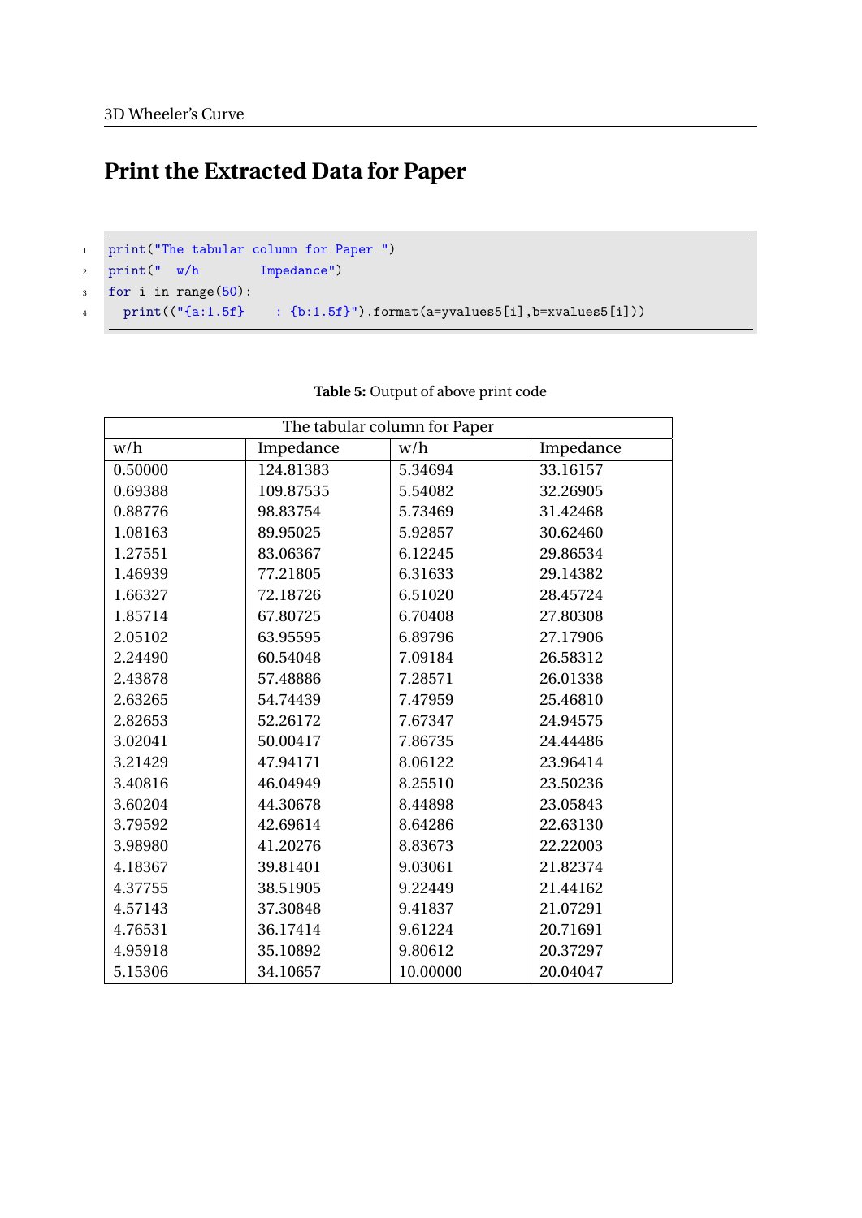# Print the Extracted Data for Paper

```
print("The tabular column for Paper ")
print("  w/h        Impedance")
for i in range(50):
  print(("{a:1.5f}     : {b:1.5f}").format(a=yvalues5[i],b=xvalues5[i]))
```

**Table 5:** Output of above print code

| The tabular column for Paper | | | |
|---|---|---|---|
| w/h | Impedance | w/h | Impedance |
| 0.50000 | 124.81383 | 5.34694 | 33.16157 |
| 0.69388 | 109.87535 | 5.54082 | 32.26905 |
| 0.88776 | 98.83754 | 5.73469 | 31.42468 |
| 1.08163 | 89.95025 | 5.92857 | 30.62460 |
| 1.27551 | 83.06367 | 6.12245 | 29.86534 |
| 1.46939 | 77.21805 | 6.31633 | 29.14382 |
| 1.66327 | 72.18726 | 6.51020 | 28.45724 |
| 1.85714 | 67.80725 | 6.70408 | 27.80308 |
| 2.05102 | 63.95595 | 6.89796 | 27.17906 |
| 2.24490 | 60.54048 | 7.09184 | 26.58312 |
| 2.43878 | 57.48886 | 7.28571 | 26.01338 |
| 2.63265 | 54.74439 | 7.47959 | 25.46810 |
| 2.82653 | 52.26172 | 7.67347 | 24.94575 |
| 3.02041 | 50.00417 | 7.86735 | 24.44486 |
| 3.21429 | 47.94171 | 8.06122 | 23.96414 |
| 3.40816 | 46.04949 | 8.25510 | 23.50236 |
| 3.60204 | 44.30678 | 8.44898 | 23.05843 |
| 3.79592 | 42.69614 | 8.64286 | 22.63130 |
| 3.98980 | 41.20276 | 8.83673 | 22.22003 |
| 4.18367 | 39.81401 | 9.03061 | 21.82374 |
| 4.37755 | 38.51905 | 9.22449 | 21.44162 |
| 4.57143 | 37.30848 | 9.41837 | 21.07291 |
| 4.76531 | 36.17414 | 9.61224 | 20.71691 |
| 4.95918 | 35.10892 | 9.80612 | 20.37297 |
| 5.15306 | 34.10657 | 10.00000 | 20.04047 |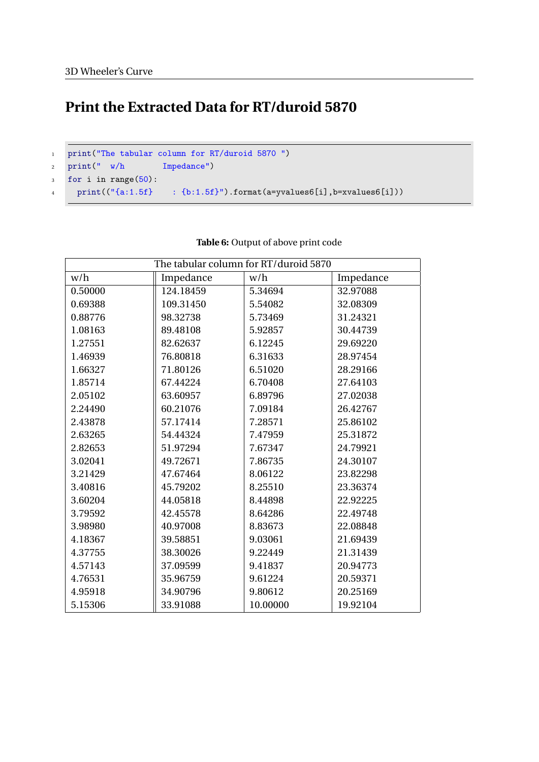# Print the Extracted Data for RT/duroid 5870

```
print("The tabular column for RT/duroid 5870 ")
print("  w/h        Impedance")
for i in range(50):
  print(("{a:1.5f}     : {b:1.5f}").format(a=yvalues6[i],b=xvalues6[i]))
```

**Table 6:** Output of above print code

| The tabular column for RT/duroid 5870 | | | |
|---|---|---|---|
| w/h | Impedance | w/h | Impedance |
| 0.50000 | 124.18459 | 5.34694 | 32.97088 |
| 0.69388 | 109.31450 | 5.54082 | 32.08309 |
| 0.88776 | 98.32738 | 5.73469 | 31.24321 |
| 1.08163 | 89.48108 | 5.92857 | 30.44739 |
| 1.27551 | 82.62637 | 6.12245 | 29.69220 |
| 1.46939 | 76.80818 | 6.31633 | 28.97454 |
| 1.66327 | 71.80126 | 6.51020 | 28.29166 |
| 1.85714 | 67.44224 | 6.70408 | 27.64103 |
| 2.05102 | 63.60957 | 6.89796 | 27.02038 |
| 2.24490 | 60.21076 | 7.09184 | 26.42767 |
| 2.43878 | 57.17414 | 7.28571 | 25.86102 |
| 2.63265 | 54.44324 | 7.47959 | 25.31872 |
| 2.82653 | 51.97294 | 7.67347 | 24.79921 |
| 3.02041 | 49.72671 | 7.86735 | 24.30107 |
| 3.21429 | 47.67464 | 8.06122 | 23.82298 |
| 3.40816 | 45.79202 | 8.25510 | 23.36374 |
| 3.60204 | 44.05818 | 8.44898 | 22.92225 |
| 3.79592 | 42.45578 | 8.64286 | 22.49748 |
| 3.98980 | 40.97008 | 8.83673 | 22.08848 |
| 4.18367 | 39.58851 | 9.03061 | 21.69439 |
| 4.37755 | 38.30026 | 9.22449 | 21.31439 |
| 4.57143 | 37.09599 | 9.41837 | 20.94773 |
| 4.76531 | 35.96759 | 9.61224 | 20.59371 |
| 4.95918 | 34.90796 | 9.80612 | 20.25169 |
| 5.15306 | 33.91088 | 10.00000 | 19.92104 |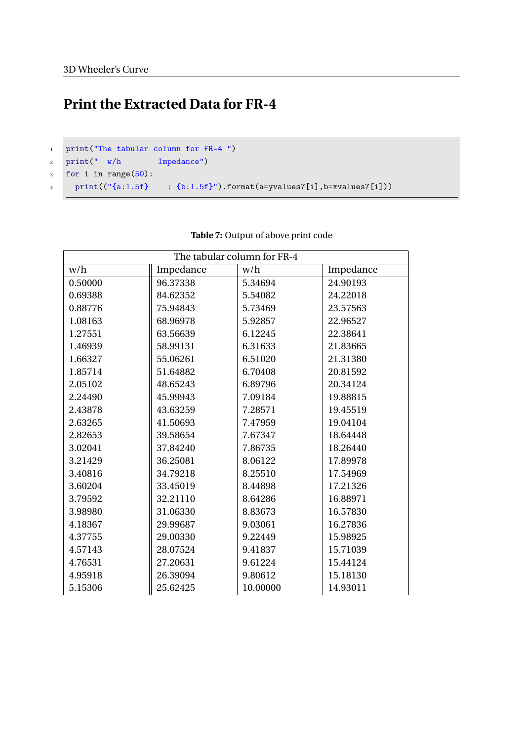## Print the Extracted Data for FR-4

```
print("The tabular column for FR-4 ")
print("  w/h        Impedance")
for i in range(50):
  print(("{a:1.5f}     : {b:1.5f}").format(a=yvalues7[i],b=xvalues7[i]))
```

**Table 7:** Output of above print code

| The tabular column for FR-4 | | | |
|---|---|---|---|
| w/h | Impedance | w/h | Impedance |
| 0.50000 | 96.37338 | 5.34694 | 24.90193 |
| 0.69388 | 84.62352 | 5.54082 | 24.22018 |
| 0.88776 | 75.94843 | 5.73469 | 23.57563 |
| 1.08163 | 68.96978 | 5.92857 | 22.96527 |
| 1.27551 | 63.56639 | 6.12245 | 22.38641 |
| 1.46939 | 58.99131 | 6.31633 | 21.83665 |
| 1.66327 | 55.06261 | 6.51020 | 21.31380 |
| 1.85714 | 51.64882 | 6.70408 | 20.81592 |
| 2.05102 | 48.65243 | 6.89796 | 20.34124 |
| 2.24490 | 45.99943 | 7.09184 | 19.88815 |
| 2.43878 | 43.63259 | 7.28571 | 19.45519 |
| 2.63265 | 41.50693 | 7.47959 | 19.04104 |
| 2.82653 | 39.58654 | 7.67347 | 18.64448 |
| 3.02041 | 37.84240 | 7.86735 | 18.26440 |
| 3.21429 | 36.25081 | 8.06122 | 17.89978 |
| 3.40816 | 34.79218 | 8.25510 | 17.54969 |
| 3.60204 | 33.45019 | 8.44898 | 17.21326 |
| 3.79592 | 32.21110 | 8.64286 | 16.88971 |
| 3.98980 | 31.06330 | 8.83673 | 16.57830 |
| 4.18367 | 29.99687 | 9.03061 | 16.27836 |
| 4.37755 | 29.00330 | 9.22449 | 15.98925 |
| 4.57143 | 28.07524 | 9.41837 | 15.71039 |
| 4.76531 | 27.20631 | 9.61224 | 15.44124 |
| 4.95918 | 26.39094 | 9.80612 | 15.18130 |
| 5.15306 | 25.62425 | 10.00000 | 14.93011 |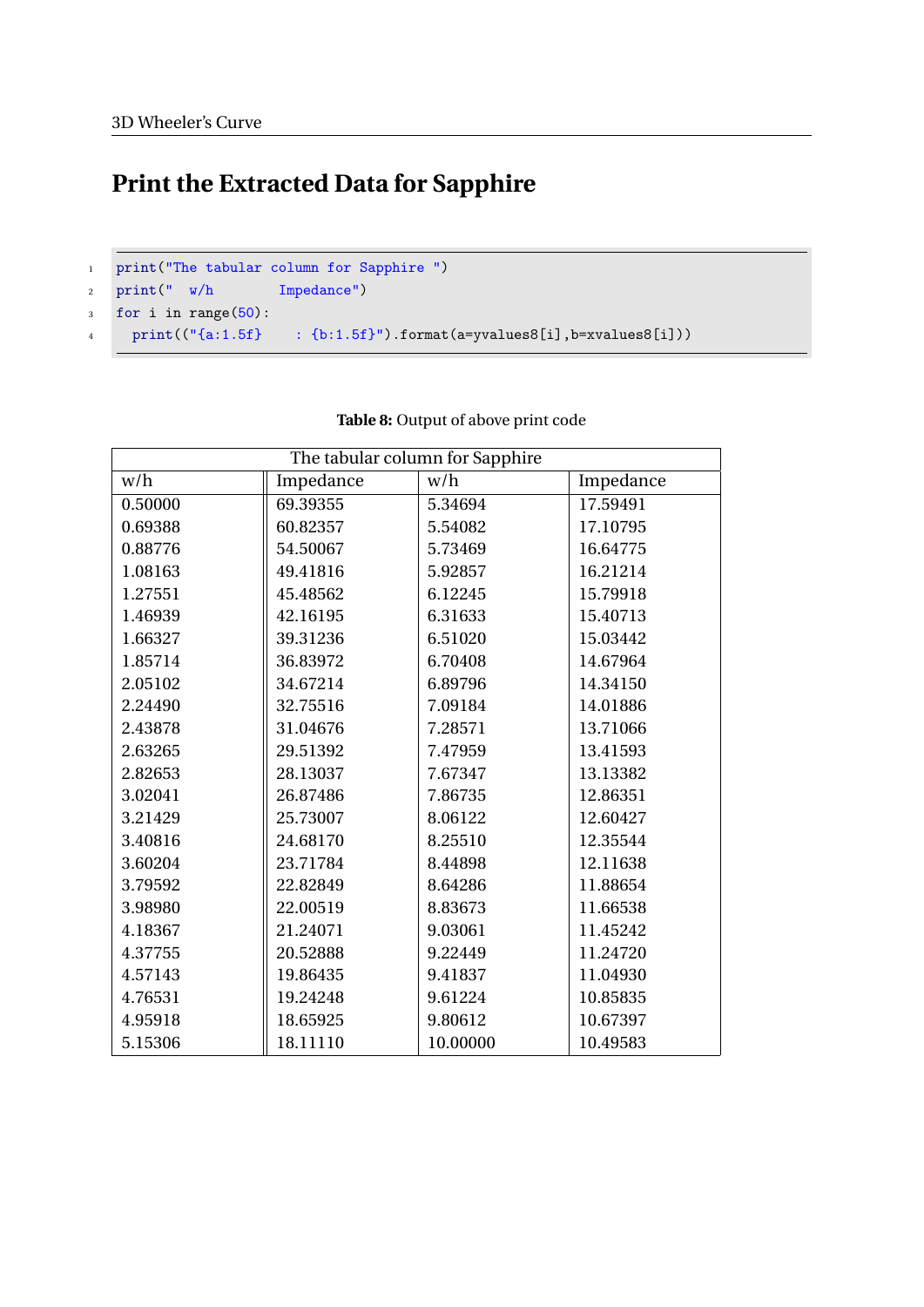# Print the Extracted Data for Sapphire

```
print("The tabular column for Sapphire ")
print("  w/h        Impedance")
for i in range(50):
  print(("{a:1.5f}     : {b:1.5f}").format(a=yvalues8[i],b=xvalues8[i]))
```

**Table 8:** Output of above print code

| The tabular column for Sapphire | | | |
|---|---|---|---|
| w/h | Impedance | w/h | Impedance |
| 0.50000 | 69.39355 | 5.34694 | 17.59491 |
| 0.69388 | 60.82357 | 5.54082 | 17.10795 |
| 0.88776 | 54.50067 | 5.73469 | 16.64775 |
| 1.08163 | 49.41816 | 5.92857 | 16.21214 |
| 1.27551 | 45.48562 | 6.12245 | 15.79918 |
| 1.46939 | 42.16195 | 6.31633 | 15.40713 |
| 1.66327 | 39.31236 | 6.51020 | 15.03442 |
| 1.85714 | 36.83972 | 6.70408 | 14.67964 |
| 2.05102 | 34.67214 | 6.89796 | 14.34150 |
| 2.24490 | 32.75516 | 7.09184 | 14.01886 |
| 2.43878 | 31.04676 | 7.28571 | 13.71066 |
| 2.63265 | 29.51392 | 7.47959 | 13.41593 |
| 2.82653 | 28.13037 | 7.67347 | 13.13382 |
| 3.02041 | 26.87486 | 7.86735 | 12.86351 |
| 3.21429 | 25.73007 | 8.06122 | 12.60427 |
| 3.40816 | 24.68170 | 8.25510 | 12.35544 |
| 3.60204 | 23.71784 | 8.44898 | 12.11638 |
| 3.79592 | 22.82849 | 8.64286 | 11.88654 |
| 3.98980 | 22.00519 | 8.83673 | 11.66538 |
| 4.18367 | 21.24071 | 9.03061 | 11.45242 |
| 4.37755 | 20.52888 | 9.22449 | 11.24720 |
| 4.57143 | 19.86435 | 9.41837 | 11.04930 |
| 4.76531 | 19.24248 | 9.61224 | 10.85835 |
| 4.95918 | 18.65925 | 9.80612 | 10.67397 |
| 5.15306 | 18.11110 | 10.00000 | 10.49583 |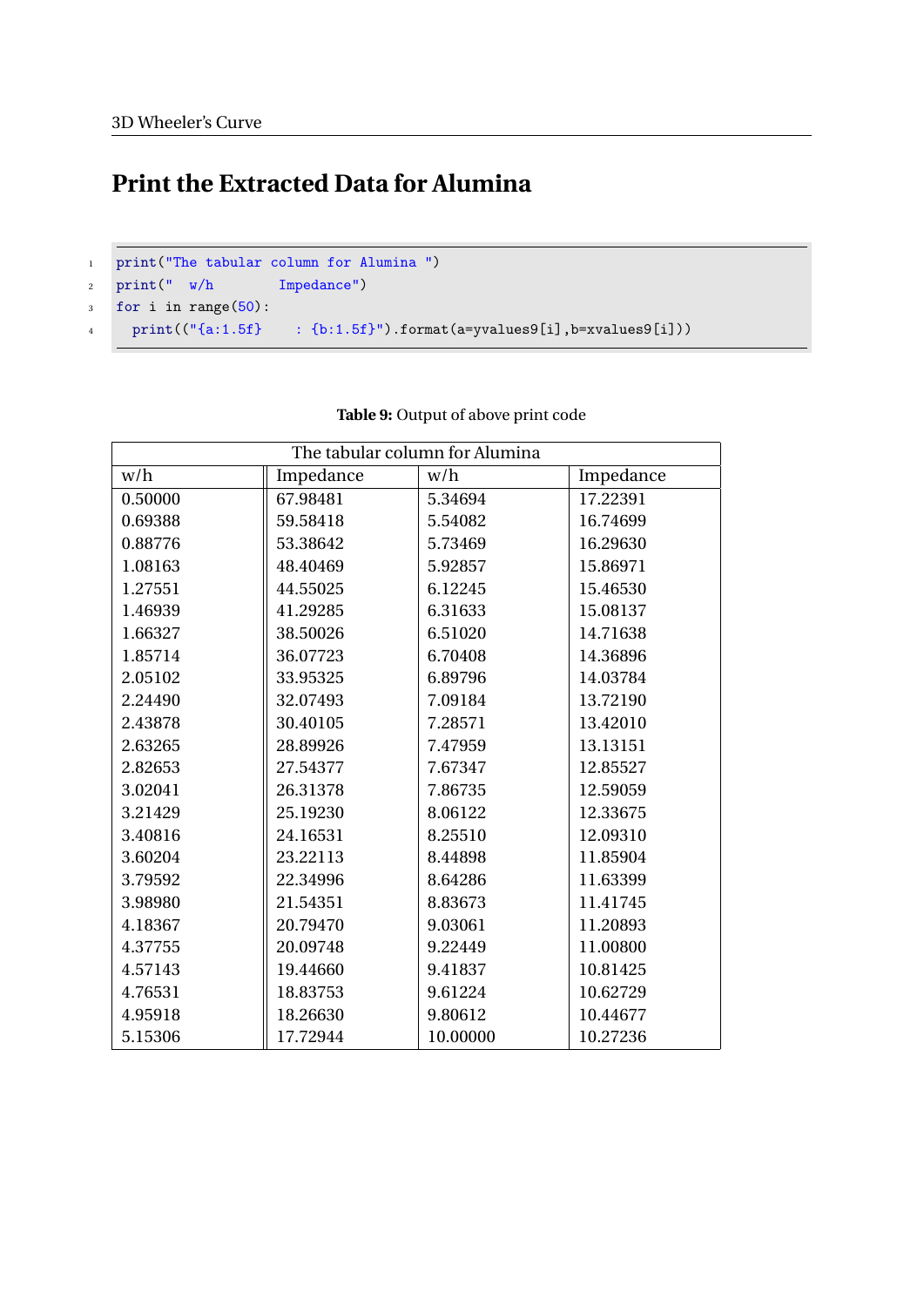## Print the Extracted Data for Alumina

```
print("The tabular column for Alumina ")
print("  w/h        Impedance")
for i in range(50):
  print(("{a:1.5f}     : {b:1.5f}").format(a=yvalues9[i],b=xvalues9[i]))
```

**Table 9:** Output of above print code

| The tabular column for Alumina | | | |
|---|---|---|---|
| w/h | Impedance | w/h | Impedance |
| 0.50000 | 67.98481 | 5.34694 | 17.22391 |
| 0.69388 | 59.58418 | 5.54082 | 16.74699 |
| 0.88776 | 53.38642 | 5.73469 | 16.29630 |
| 1.08163 | 48.40469 | 5.92857 | 15.86971 |
| 1.27551 | 44.55025 | 6.12245 | 15.46530 |
| 1.46939 | 41.29285 | 6.31633 | 15.08137 |
| 1.66327 | 38.50026 | 6.51020 | 14.71638 |
| 1.85714 | 36.07723 | 6.70408 | 14.36896 |
| 2.05102 | 33.95325 | 6.89796 | 14.03784 |
| 2.24490 | 32.07493 | 7.09184 | 13.72190 |
| 2.43878 | 30.40105 | 7.28571 | 13.42010 |
| 2.63265 | 28.89926 | 7.47959 | 13.13151 |
| 2.82653 | 27.54377 | 7.67347 | 12.85527 |
| 3.02041 | 26.31378 | 7.86735 | 12.59059 |
| 3.21429 | 25.19230 | 8.06122 | 12.33675 |
| 3.40816 | 24.16531 | 8.25510 | 12.09310 |
| 3.60204 | 23.22113 | 8.44898 | 11.85904 |
| 3.79592 | 22.34996 | 8.64286 | 11.63399 |
| 3.98980 | 21.54351 | 8.83673 | 11.41745 |
| 4.18367 | 20.79470 | 9.03061 | 11.20893 |
| 4.37755 | 20.09748 | 9.22449 | 11.00800 |
| 4.57143 | 19.44660 | 9.41837 | 10.81425 |
| 4.76531 | 18.83753 | 9.61224 | 10.62729 |
| 4.95918 | 18.26630 | 9.80612 | 10.44677 |
| 5.15306 | 17.72944 | 10.00000 | 10.27236 |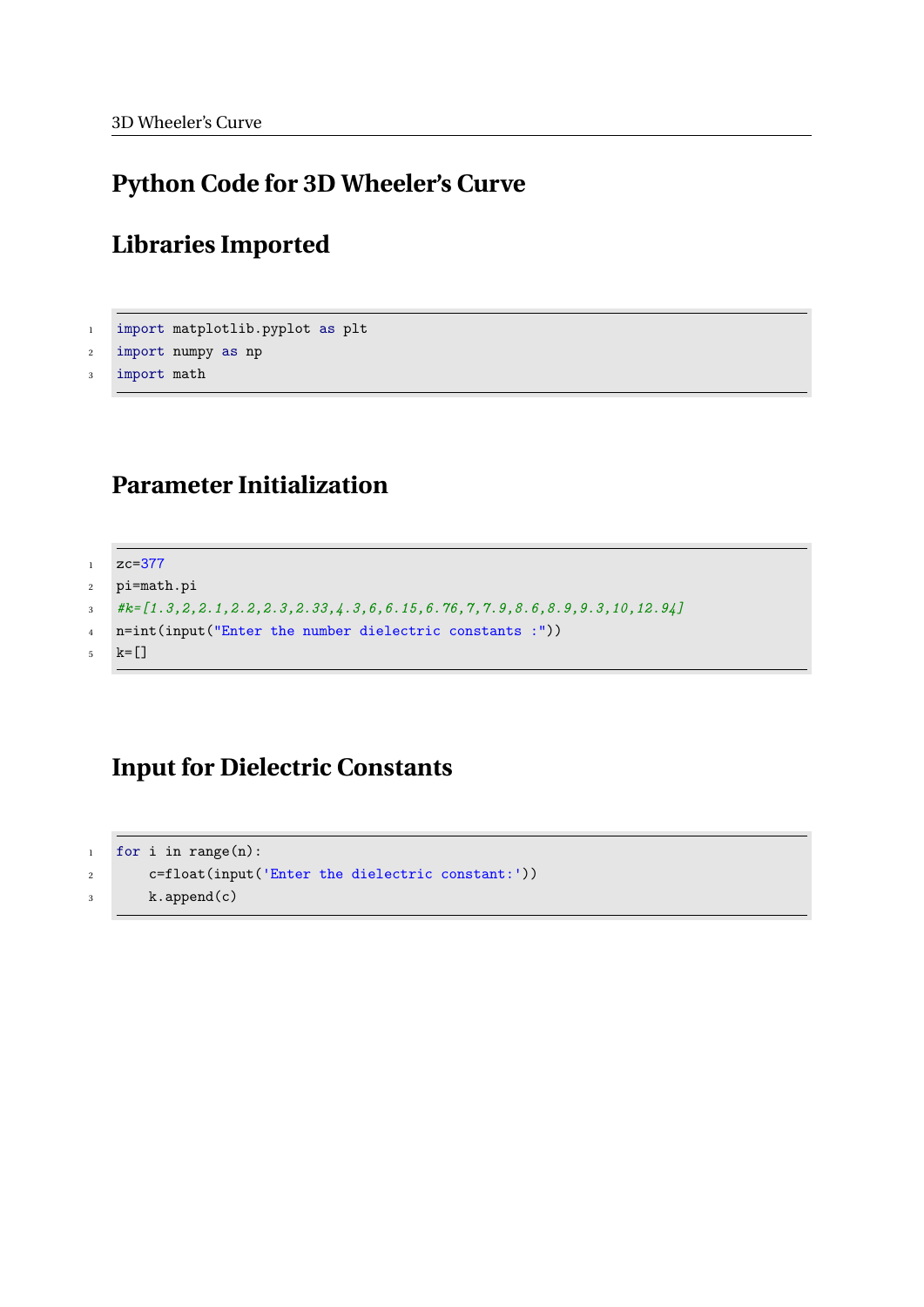# Python Code for 3D Wheeler's Curve

## Libraries Imported

```
import matplotlib.pyplot as plt
import numpy as np
import math
```

## Parameter Initialization

```
zc=377
pi=math.pi
#k=[1.3,2,2.1,2.2,2.3,2.33,4.3,6,6.15,6.76,7,7.9,8.6,8.9,9.3,10,12.94]
n=int(input("Enter the number dielectric constants :"))
k=[]
```

## Input for Dielectric Constants

```
for i in range(n):
    c=float(input('Enter the dielectric constant:'))
    k.append(c)
```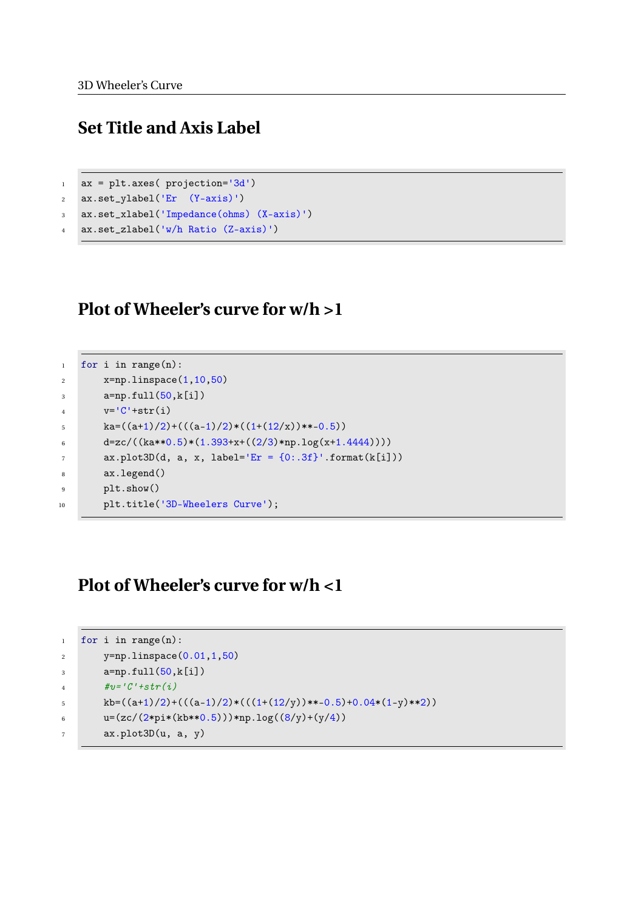## Set Title and Axis Label

```
ax = plt.axes( projection='3d')
ax.set_ylabel('Er  (Y-axis)')
ax.set_xlabel('Impedance(ohms) (X-axis)')
ax.set_zlabel('w/h Ratio (Z-axis)')
```

## Plot of Wheeler's curve for w/h >1

```
for i in range(n):
    x=np.linspace(1,10,50)
    a=np.full(50,k[i])
    v='C'+str(i)
    ka=((a+1)/2)+(((a-1)/2)*((1+(12/x))**-0.5))
    d=zc/((ka**0.5)*(1.393+x+((2/3)*np.log(x+1.4444))))
    ax.plot3D(d, a, x, label='Er = {0:.3f}'.format(k[i]))
    ax.legend()
    plt.show()
    plt.title('3D-Wheelers Curve');
```

## Plot of Wheeler's curve for w/h <1

```
for i in range(n):
    y=np.linspace(0.01,1,50)
    a=np.full(50,k[i])
    #v='C'+str(i)
    kb=((a+1)/2)+(((a-1)/2)*(((1+(12/y))**-0.5)+0.04*(1-y)**2))
    u=(zc/(2*pi*(kb**0.5)))*np.log((8/y)+(y/4))
    ax.plot3D(u, a, y)
```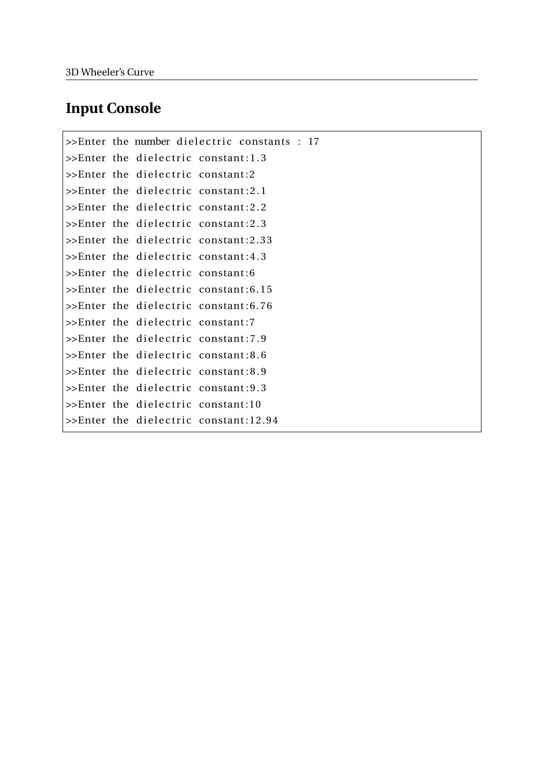## Input Console

```
>>Enter the number dielectric constants : 17
>>Enter the dielectric constant:1.3
>>Enter the dielectric constant:2
>>Enter the dielectric constant:2.1
>>Enter the dielectric constant:2.2
>>Enter the dielectric constant:2.3
>>Enter the dielectric constant:2.33
>>Enter the dielectric constant:4.3
>>Enter the dielectric constant:6
>>Enter the dielectric constant:6.15
>>Enter the dielectric constant:6.76
>>Enter the dielectric constant:7
>>Enter the dielectric constant:7.9
>>Enter the dielectric constant:8.6
>>Enter the dielectric constant:8.9
>>Enter the dielectric constant:9.3
>>Enter the dielectric constant:10
>>Enter the dielectric constant:12.94
```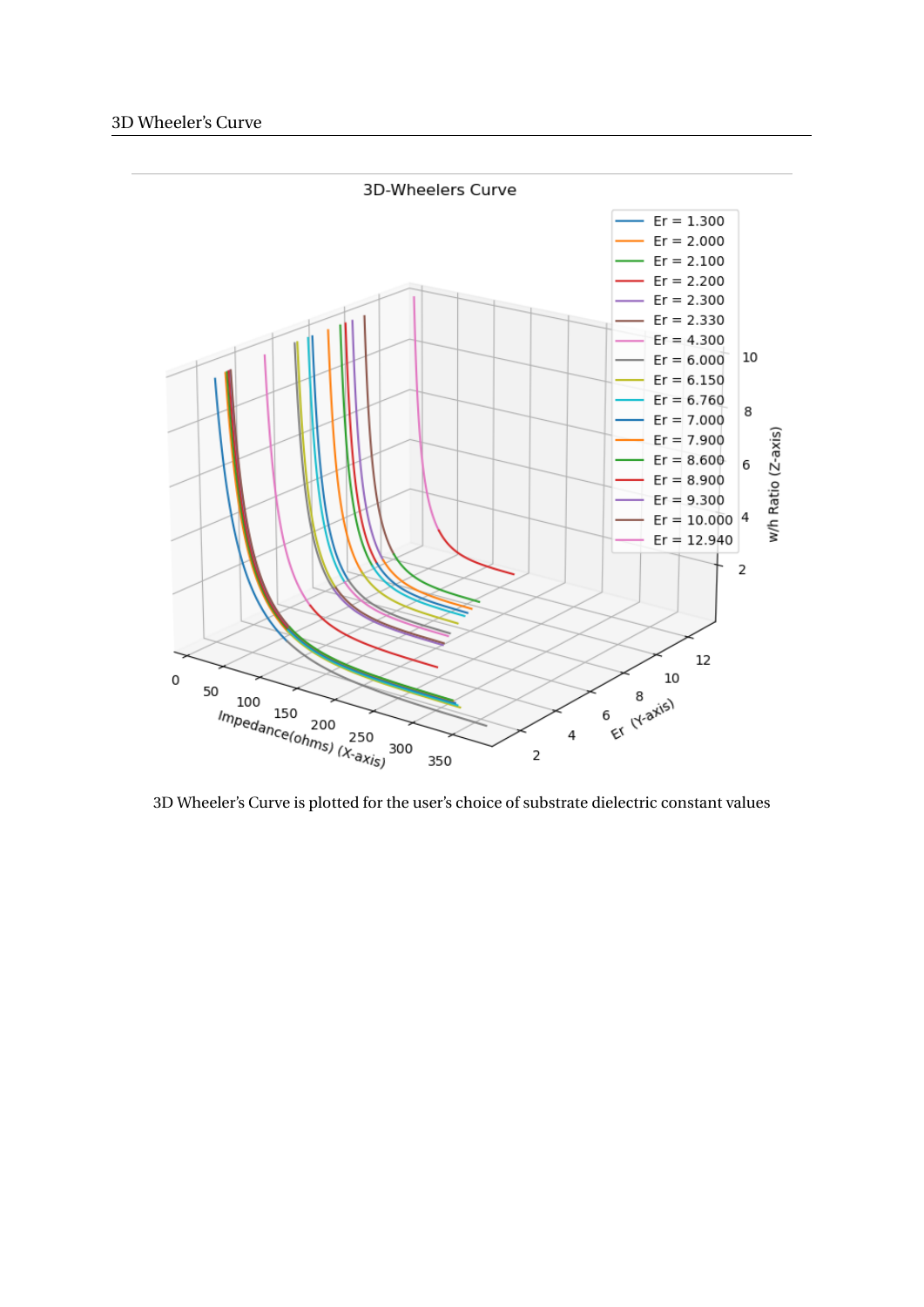3D Wheeler's Curve is plotted for the user's choice of substrate dielectric constant values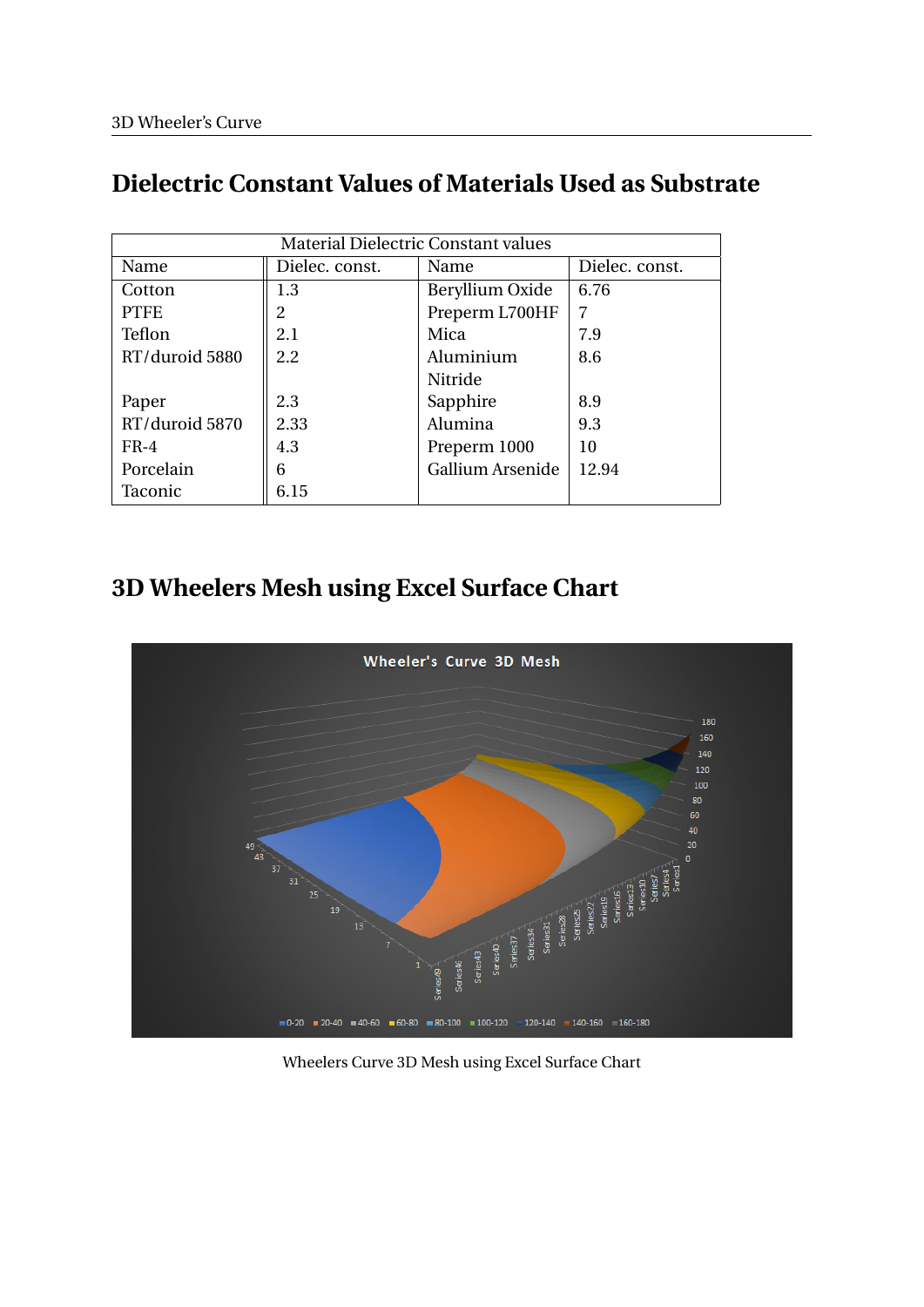## Dielectric Constant Values of Materials Used as Substrate

| Material Dielectric Constant values | | | |
|---|---|---|---|
| Name | Dielec. const. | Name | Dielec. const. |
| Cotton | 1.3 | Beryllium Oxide | 6.76 |
| PTFE | 2 | Preperm L700HF | 7 |
| Teflon | 2.1 | Mica | 7.9 |
| RT/duroid 5880 | 2.2 | Aluminium Nitride | 8.6 |
| Paper | 2.3 | Sapphire | 8.9 |
| RT/duroid 5870 | 2.33 | Alumina | 9.3 |
| FR-4 | 4.3 | Preperm 1000 | 10 |
| Porcelain | 6 | Gallium Arsenide | 12.94 |
| Taconic | 6.15 | | |

## 3D Wheelers Mesh using Excel Surface Chart

Wheelers Curve 3D Mesh using Excel Surface Chart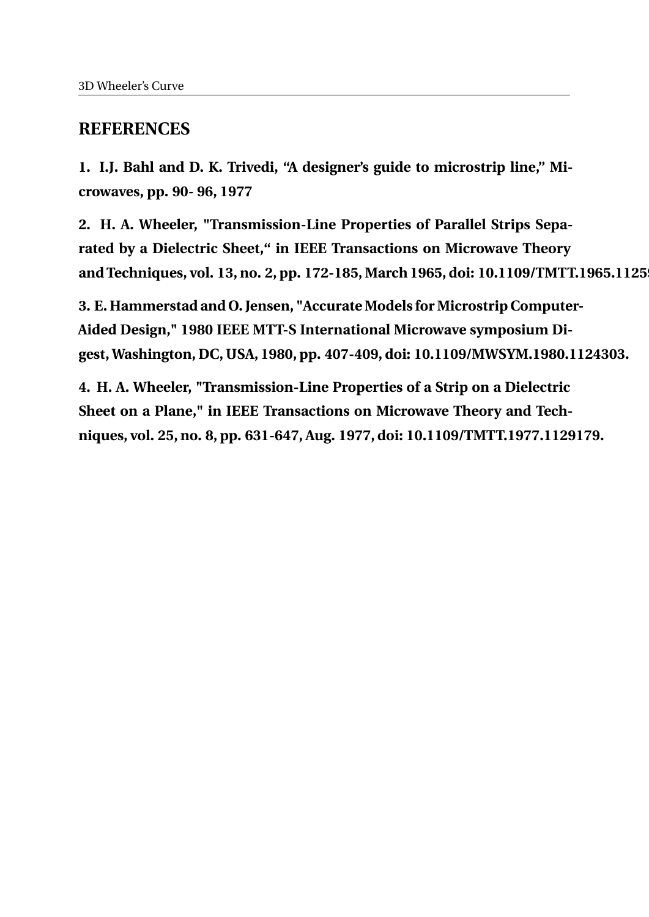## REFERENCES

**1. I.J. Bahl and D. K. Trivedi, “A designer’s guide to microstrip line,” Microwaves, pp. 90- 96, 1977**

**2. H. A. Wheeler, "Transmission-Line Properties of Parallel Strips Separated by a Dielectric Sheet,“ in IEEE Transactions on Microwave Theory and Techniques, vol. 13, no. 2, pp. 172-185, March 1965, doi: 10.1109/TMTT.1965.1125**

**3. E. Hammerstad and O. Jensen, "Accurate Models for Microstrip Computer-Aided Design," 1980 IEEE MTT-S International Microwave symposium Digest, Washington, DC, USA, 1980, pp. 407-409, doi: 10.1109/MWSYM.1980.1124303.**

**4. H. A. Wheeler, "Transmission-Line Properties of a Strip on a Dielectric Sheet on a Plane," in IEEE Transactions on Microwave Theory and Techniques, vol. 25, no. 8, pp. 631-647, Aug. 1977, doi: 10.1109/TMTT.1977.1129179.**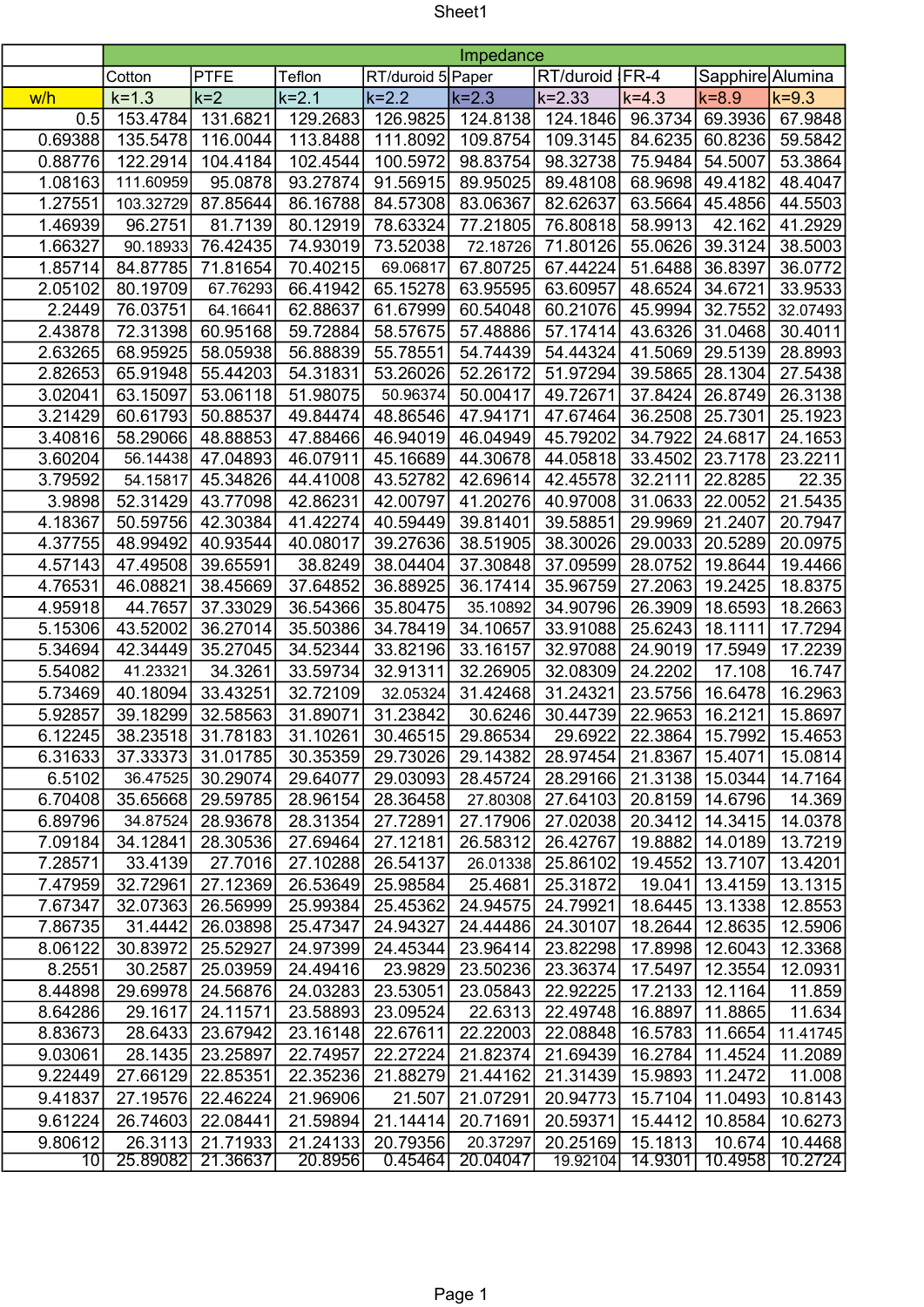Sheet1

| | Impedance | | | | | | | | |
|---|---|---|---|---|---|---|---|---|---|
| | Cotton | PTFE | Teflon | RT/duroid 5 | Paper | RT/duroid | FR-4 | Sapphire | Alumina |
| w/h | k=1.3 | k=2 | k=2.1 | k=2.2 | k=2.3 | k=2.33 | k=4.3 | k=8.9 | k=9.3 |
| 0.5 | 153.4784 | 131.6821 | 129.2683 | 126.9825 | 124.8138 | 124.1846 | 96.3734 | 69.3936 | 67.9848 |
| 0.69388 | 135.5478 | 116.0044 | 113.8488 | 111.8092 | 109.8754 | 109.3145 | 84.6235 | 60.8236 | 59.5842 |
| 0.88776 | 122.2914 | 104.4184 | 102.4544 | 100.5972 | 98.83754 | 98.32738 | 75.9484 | 54.5007 | 53.3864 |
| 1.08163 | 111.60959 | 95.0878 | 93.27874 | 91.56915 | 89.95025 | 89.48108 | 68.9698 | 49.4182 | 48.4047 |
| 1.27551 | 103.32729 | 87.85644 | 86.16788 | 84.57308 | 83.06367 | 82.62637 | 63.5664 | 45.4856 | 44.5503 |
| 1.46939 | 96.2751 | 81.7139 | 80.12919 | 78.63324 | 77.21805 | 76.80818 | 58.9913 | 42.162 | 41.2929 |
| 1.66327 | 90.18933 | 76.42435 | 74.93019 | 73.52038 | 72.18726 | 71.80126 | 55.0626 | 39.3124 | 38.5003 |
| 1.85714 | 84.87785 | 71.81654 | 70.40215 | 69.06817 | 67.80725 | 67.44224 | 51.6488 | 36.8397 | 36.0772 |
| 2.05102 | 80.19709 | 67.76293 | 66.41942 | 65.15278 | 63.95595 | 63.60957 | 48.6524 | 34.6721 | 33.9533 |
| 2.2449 | 76.03751 | 64.16641 | 62.88637 | 61.67999 | 60.54048 | 60.21076 | 45.9994 | 32.7552 | 32.07493 |
| 2.43878 | 72.31398 | 60.95168 | 59.72884 | 58.57675 | 57.48886 | 57.17414 | 43.6326 | 31.0468 | 30.4011 |
| 2.63265 | 68.95925 | 58.05938 | 56.88839 | 55.78551 | 54.74439 | 54.44324 | 41.5069 | 29.5139 | 28.8993 |
| 2.82653 | 65.91948 | 55.44203 | 54.31831 | 53.26026 | 52.26172 | 51.97294 | 39.5865 | 28.1304 | 27.5438 |
| 3.02041 | 63.15097 | 53.06118 | 51.98075 | 50.96374 | 50.00417 | 49.72671 | 37.8424 | 26.8749 | 26.3138 |
| 3.21429 | 60.61793 | 50.88537 | 49.84474 | 48.86546 | 47.94171 | 47.67464 | 36.2508 | 25.7301 | 25.1923 |
| 3.40816 | 58.29066 | 48.88853 | 47.88466 | 46.94019 | 46.04949 | 45.79202 | 34.7922 | 24.6817 | 24.1653 |
| 3.60204 | 56.14438 | 47.04893 | 46.07911 | 45.16689 | 44.30678 | 44.05818 | 33.4502 | 23.7178 | 23.2211 |
| 3.79592 | 54.15817 | 45.34826 | 44.41008 | 43.52782 | 42.69614 | 42.45578 | 32.2111 | 22.8285 | 22.35 |
| 3.9898 | 52.31429 | 43.77098 | 42.86231 | 42.00797 | 41.20276 | 40.97008 | 31.0633 | 22.0052 | 21.5435 |
| 4.18367 | 50.59756 | 42.30384 | 41.42274 | 40.59449 | 39.81401 | 39.58851 | 29.9969 | 21.2407 | 20.7947 |
| 4.37755 | 48.99492 | 40.93544 | 40.08017 | 39.27636 | 38.51905 | 38.30026 | 29.0033 | 20.5289 | 20.0975 |
| 4.57143 | 47.49508 | 39.65591 | 38.8249 | 38.04404 | 37.30848 | 37.09599 | 28.0752 | 19.8644 | 19.4466 |
| 4.76531 | 46.08821 | 38.45669 | 37.64852 | 36.88925 | 36.17414 | 35.96759 | 27.2063 | 19.2425 | 18.8375 |
| 4.95918 | 44.7657 | 37.33029 | 36.54366 | 35.80475 | 35.10892 | 34.90796 | 26.3909 | 18.6593 | 18.2663 |
| 5.15306 | 43.52002 | 36.27014 | 35.50386 | 34.78419 | 34.10657 | 33.91088 | 25.6243 | 18.1111 | 17.7294 |
| 5.34694 | 42.34449 | 35.27045 | 34.52344 | 33.82196 | 33.16157 | 32.97088 | 24.9019 | 17.5949 | 17.2239 |
| 5.54082 | 41.23321 | 34.3261 | 33.59734 | 32.91311 | 32.26905 | 32.08309 | 24.2202 | 17.108 | 16.747 |
| 5.73469 | 40.18094 | 33.43251 | 32.72109 | 32.05324 | 31.42468 | 31.24321 | 23.5756 | 16.6478 | 16.2963 |
| 5.92857 | 39.18299 | 32.58563 | 31.89071 | 31.23842 | 30.6246 | 30.44739 | 22.9653 | 16.2121 | 15.8697 |
| 6.12245 | 38.23518 | 31.78183 | 31.10261 | 30.46515 | 29.86534 | 29.6922 | 22.3864 | 15.7992 | 15.4653 |
| 6.31633 | 37.33373 | 31.01785 | 30.35359 | 29.73026 | 29.14382 | 28.97454 | 21.8367 | 15.4071 | 15.0814 |
| 6.5102 | 36.47525 | 30.29074 | 29.64077 | 29.03093 | 28.45724 | 28.29166 | 21.3138 | 15.0344 | 14.7164 |
| 6.70408 | 35.65668 | 29.59785 | 28.96154 | 28.36458 | 27.80308 | 27.64103 | 20.8159 | 14.6796 | 14.369 |
| 6.89796 | 34.87524 | 28.93678 | 28.31354 | 27.72891 | 27.17906 | 27.02038 | 20.3412 | 14.3415 | 14.0378 |
| 7.09184 | 34.12841 | 28.30536 | 27.69464 | 27.12181 | 26.58312 | 26.42767 | 19.8882 | 14.0189 | 13.7219 |
| 7.28571 | 33.4139 | 27.7016 | 27.10288 | 26.54137 | 26.01338 | 25.86102 | 19.4552 | 13.7107 | 13.4201 |
| 7.47959 | 32.72961 | 27.12369 | 26.53649 | 25.98584 | 25.4681 | 25.31872 | 19.041 | 13.4159 | 13.1315 |
| 7.67347 | 32.07363 | 26.56999 | 25.99384 | 25.45362 | 24.94575 | 24.79921 | 18.6445 | 13.1338 | 12.8553 |
| 7.86735 | 31.4442 | 26.03898 | 25.47347 | 24.94327 | 24.44486 | 24.30107 | 18.2644 | 12.8635 | 12.5906 |
| 8.06122 | 30.83972 | 25.52927 | 24.97399 | 24.45344 | 23.96414 | 23.82298 | 17.8998 | 12.6043 | 12.3368 |
| 8.2551 | 30.2587 | 25.03959 | 24.49416 | 23.9829 | 23.50236 | 23.36374 | 17.5497 | 12.3554 | 12.0931 |
| 8.44898 | 29.69978 | 24.56876 | 24.03283 | 23.53051 | 23.05843 | 22.92225 | 17.2133 | 12.1164 | 11.859 |
| 8.64286 | 29.1617 | 24.11571 | 23.58893 | 23.09524 | 22.6313 | 22.49748 | 16.8897 | 11.8865 | 11.634 |
| 8.83673 | 28.6433 | 23.67942 | 23.16148 | 22.67611 | 22.22003 | 22.08848 | 16.5783 | 11.6654 | 11.41745 |
| 9.03061 | 28.1435 | 23.25897 | 22.74957 | 22.27224 | 21.82374 | 21.69439 | 16.2784 | 11.4524 | 11.2089 |
| 9.22449 | 27.66129 | 22.85351 | 22.35236 | 21.88279 | 21.44162 | 21.31439 | 15.9893 | 11.2472 | 11.008 |
| 9.41837 | 27.19576 | 22.46224 | 21.96906 | 21.507 | 21.07291 | 20.94773 | 15.7104 | 11.0493 | 10.8143 |
| 9.61224 | 26.74603 | 22.08441 | 21.59894 | 21.14414 | 20.71691 | 20.59371 | 15.4412 | 10.8584 | 10.6273 |
| 9.80612 | 26.3113 | 21.71933 | 21.24133 | 20.79356 | 20.37297 | 20.25169 | 15.1813 | 10.674 | 10.4468 |
| 10 | 25.89082 | 21.36637 | 20.8956 | 0.45464 | 20.04047 | 19.92104 | 14.9301 | 10.4958 | 10.2724 |